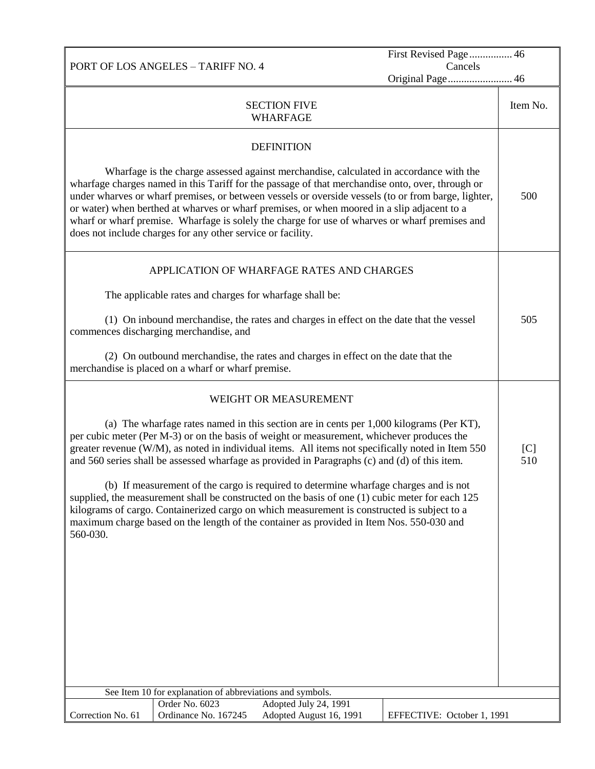PORT OF LOS ANGELES – TARIFF NO. 4

First Revised Page ................ 46
Cancels
Original Page ........................ 46

## SECTION FIVE
## WHARFAGE

| | Item No. |
|---|---|
| **DEFINITION**<br><br>Wharfage is the charge assessed against merchandise, calculated in accordance with the wharfage charges named in this Tariff for the passage of that merchandise onto, over, through or under wharves or wharf premises, or between vessels or overside vessels (to or from barge, lighter, or water) when berthed at wharves or wharf premises, or when moored in a slip adjacent to a wharf or wharf premise. Wharfage is solely the charge for use of wharves or wharf premises and does not include charges for any other service or facility. | 500 |
| **APPLICATION OF WHARFAGE RATES AND CHARGES**<br><br>The applicable rates and charges for wharfage shall be:<br><br>(1) On inbound merchandise, the rates and charges in effect on the date that the vessel commences discharging merchandise, and<br><br>(2) On outbound merchandise, the rates and charges in effect on the date that the merchandise is placed on a wharf or wharf premise. | 505 |
| **WEIGHT OR MEASUREMENT**<br><br>(a) The wharfage rates named in this section are in cents per 1,000 kilograms (Per KT), per cubic meter (Per M-3) or on the basis of weight or measurement, whichever produces the greater revenue (W/M), as noted in individual items. All items not specifically noted in Item 550 and 560 series shall be assessed wharfage as provided in Paragraphs (c) and (d) of this item.<br><br>(b) If measurement of the cargo is required to determine wharfage charges and is not supplied, the measurement shall be constructed on the basis of one (1) cubic meter for each 125 kilograms of cargo. Containerized cargo on which measurement is constructed is subject to a maximum charge based on the length of the container as provided in Item Nos. 550-030 and 560-030. | [C] 510 |

See Item 10 for explanation of abbreviations and symbols.

| Correction No. 61 | Order No. 6023<br>Ordinance No. 167245 | Adopted July 24, 1991<br>Adopted August 16, 1991 | EFFECTIVE: October 1, 1991 |
|---|---|---|---|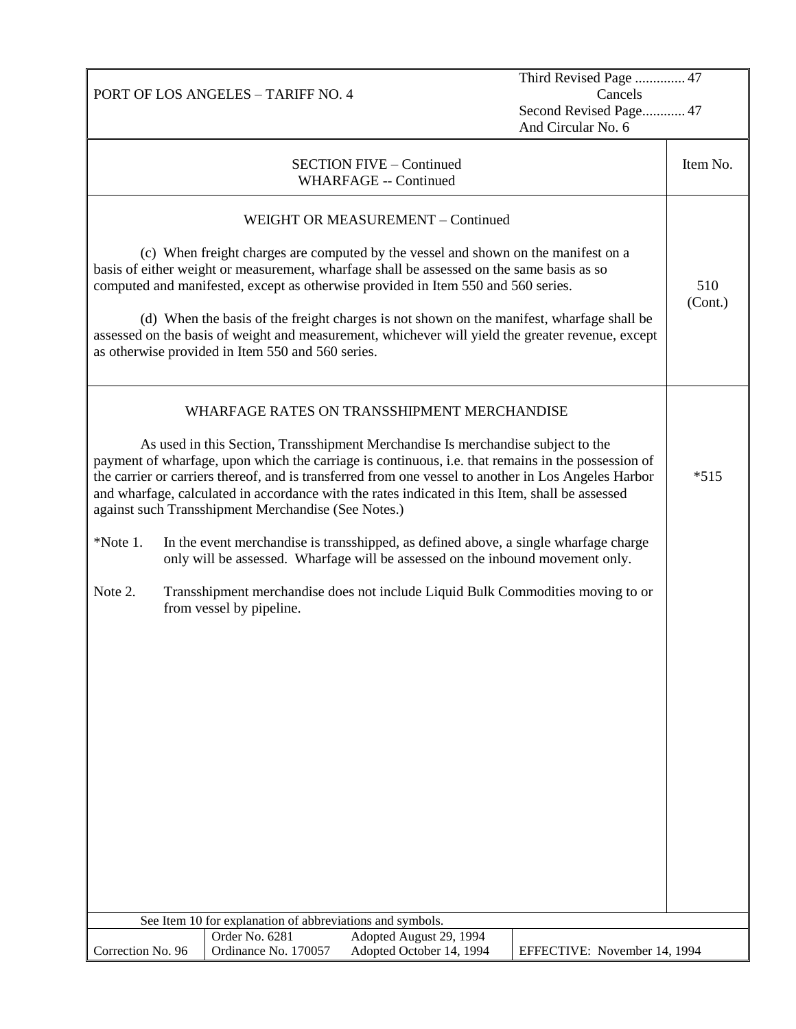PORT OF LOS ANGELES – TARIFF NO. 4

Third Revised Page .............. 47
Cancels
Second Revised Page............ 47
And Circular No. 6

## SECTION FIVE – Continued
## WHARFAGE -- Continued

Item No.

### WEIGHT OR MEASUREMENT – Continued

**510 (Cont.)**

(c) When freight charges are computed by the vessel and shown on the manifest on a basis of either weight or measurement, wharfage shall be assessed on the same basis as so computed and manifested, except as otherwise provided in Item 550 and 560 series.

(d) When the basis of the freight charges is not shown on the manifest, wharfage shall be assessed on the basis of weight and measurement, whichever will yield the greater revenue, except as otherwise provided in Item 550 and 560 series.

### WHARFAGE RATES ON TRANSSHIPMENT MERCHANDISE

**\*515**

As used in this Section, Transshipment Merchandise Is merchandise subject to the payment of wharfage, upon which the carriage is continuous, i.e. that remains in the possession of the carrier or carriers thereof, and is transferred from one vessel to another in Los Angeles Harbor and wharfage, calculated in accordance with the rates indicated in this Item, shall be assessed against such Transshipment Merchandise (See Notes.)

*Note 1. In the event merchandise is transshipped, as defined above, a single wharfage charge only will be assessed. Wharfage will be assessed on the inbound movement only.

Note 2. Transshipment merchandise does not include Liquid Bulk Commodities moving to or from vessel by pipeline.

See Item 10 for explanation of abbreviations and symbols.

| Correction No. 96 | Order No. 6281<br>Ordinance No. 170057 | Adopted August 29, 1994<br>Adopted October 14, 1994 | EFFECTIVE: November 14, 1994 |
|---|---|---|---|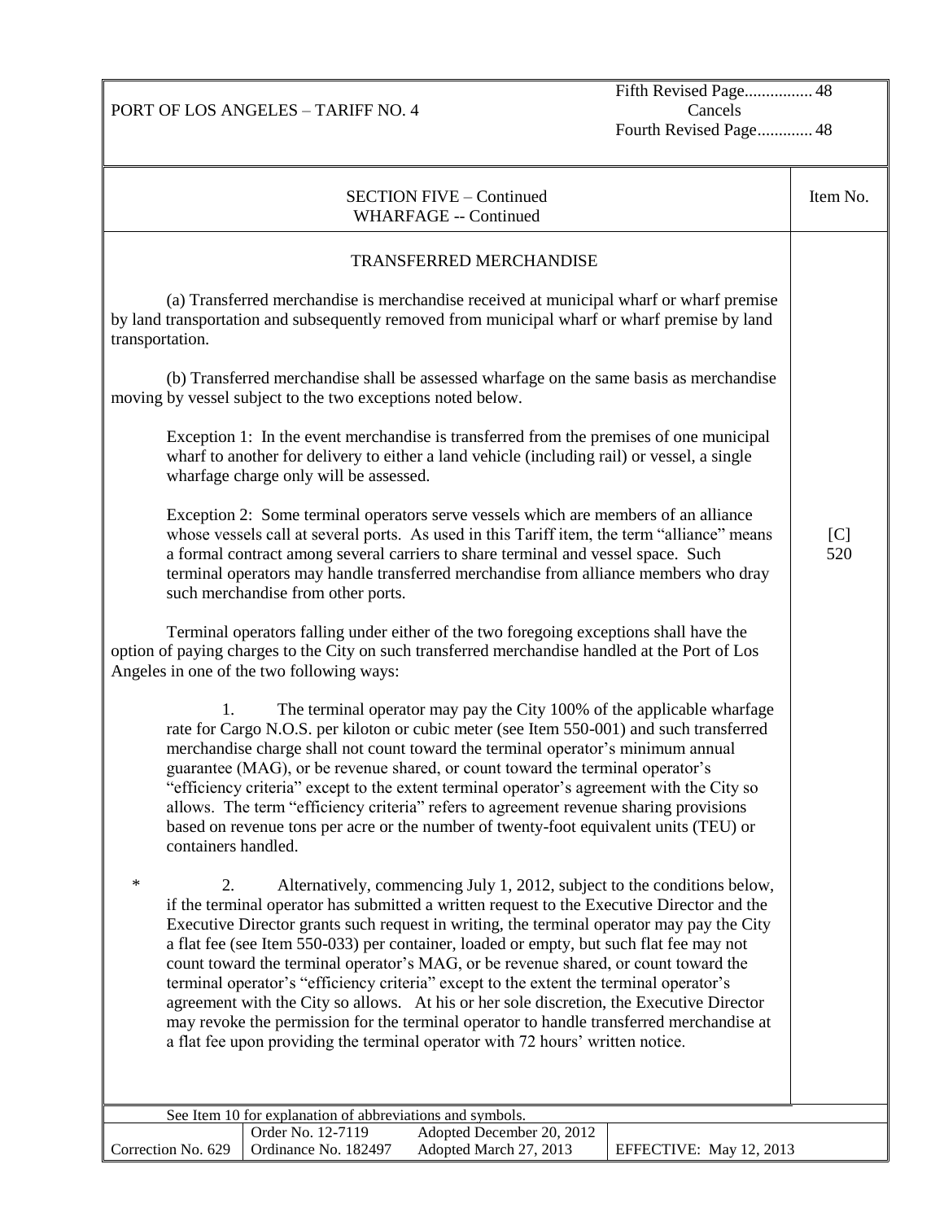PORT OF LOS ANGELES – TARIFF NO. 4

Fifth Revised Page................ 48
Cancels
Fourth Revised Page............. 48

SECTION FIVE – Continued
WHARFAGE -- Continued

Item No. [C] 520

## TRANSFERRED MERCHANDISE

(a) Transferred merchandise is merchandise received at municipal wharf or wharf premise by land transportation and subsequently removed from municipal wharf or wharf premise by land transportation.

(b) Transferred merchandise shall be assessed wharfage on the same basis as merchandise moving by vessel subject to the two exceptions noted below.

Exception 1: In the event merchandise is transferred from the premises of one municipal wharf to another for delivery to either a land vehicle (including rail) or vessel, a single wharfage charge only will be assessed.

Exception 2: Some terminal operators serve vessels which are members of an alliance whose vessels call at several ports. As used in this Tariff item, the term "alliance" means a formal contract among several carriers to share terminal and vessel space. Such terminal operators may handle transferred merchandise from alliance members who dray such merchandise from other ports.

Terminal operators falling under either of the two foregoing exceptions shall have the option of paying charges to the City on such transferred merchandise handled at the Port of Los Angeles in one of the two following ways:

1. The terminal operator may pay the City 100% of the applicable wharfage rate for Cargo N.O.S. per kiloton or cubic meter (see Item 550-001) and such transferred merchandise charge shall not count toward the terminal operator's minimum annual guarantee (MAG), or be revenue shared, or count toward the terminal operator's "efficiency criteria" except to the extent terminal operator's agreement with the City so allows. The term "efficiency criteria" refers to agreement revenue sharing provisions based on revenue tons per acre or the number of twenty-foot equivalent units (TEU) or containers handled.

\* 2. Alternatively, commencing July 1, 2012, subject to the conditions below, if the terminal operator has submitted a written request to the Executive Director and the Executive Director grants such request in writing, the terminal operator may pay the City a flat fee (see Item 550-033) per container, loaded or empty, but such flat fee may not count toward the terminal operator's MAG, or be revenue shared, or count toward the terminal operator's "efficiency criteria" except to the extent the terminal operator's agreement with the City so allows. At his or her sole discretion, the Executive Director may revoke the permission for the terminal operator to handle transferred merchandise at a flat fee upon providing the terminal operator with 72 hours' written notice.

See Item 10 for explanation of abbreviations and symbols.

| Correction No. 629 | Order No. 12-7119<br>Ordinance No. 182497 | Adopted December 20, 2012<br>Adopted March 27, 2013 | EFFECTIVE: May 12, 2013 |
|---|---|---|---|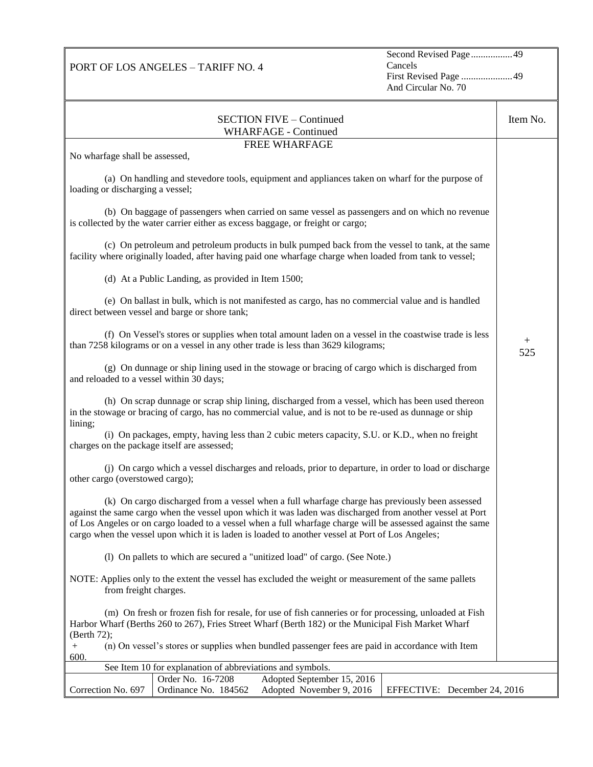PORT OF LOS ANGELES – TARIFF NO. 4

Second Revised Page 49
Cancels
First Revised Page 49
And Circular No. 70

## SECTION FIVE – Continued
### WHARFAGE - Continued

Item No. + 525

### FREE WHARFAGE

No wharfage shall be assessed,

(a) On handling and stevedore tools, equipment and appliances taken on wharf for the purpose of loading or discharging a vessel;

(b) On baggage of passengers when carried on same vessel as passengers and on which no revenue is collected by the water carrier either as excess baggage, or freight or cargo;

(c) On petroleum and petroleum products in bulk pumped back from the vessel to tank, at the same facility where originally loaded, after having paid one wharfage charge when loaded from tank to vessel;

(d) At a Public Landing, as provided in Item 1500;

(e) On ballast in bulk, which is not manifested as cargo, has no commercial value and is handled direct between vessel and barge or shore tank;

(f) On Vessel's stores or supplies when total amount laden on a vessel in the coastwise trade is less than 7258 kilograms or on a vessel in any other trade is less than 3629 kilograms;

(g) On dunnage or ship lining used in the stowage or bracing of cargo which is discharged from and reloaded to a vessel within 30 days;

(h) On scrap dunnage or scrap ship lining, discharged from a vessel, which has been used thereon in the stowage or bracing of cargo, has no commercial value, and is not to be re-used as dunnage or ship lining;

(i) On packages, empty, having less than 2 cubic meters capacity, S.U. or K.D., when no freight charges on the package itself are assessed;

(j) On cargo which a vessel discharges and reloads, prior to departure, in order to load or discharge other cargo (overstowed cargo);

(k) On cargo discharged from a vessel when a full wharfage charge has previously been assessed against the same cargo when the vessel upon which it was laden was discharged from another vessel at Port of Los Angeles or on cargo loaded to a vessel when a full wharfage charge will be assessed against the same cargo when the vessel upon which it is laden is loaded to another vessel at Port of Los Angeles;

(l) On pallets to which are secured a "unitized load" of cargo. (See Note.)

NOTE: Applies only to the extent the vessel has excluded the weight or measurement of the same pallets from freight charges.

(m) On fresh or frozen fish for resale, for use of fish canneries or for processing, unloaded at Fish Harbor Wharf (Berths 260 to 267), Fries Street Wharf (Berth 182) or the Municipal Fish Market Wharf (Berth 72);

\+ (n) On vessel's stores or supplies when bundled passenger fees are paid in accordance with Item 600.

See Item 10 for explanation of abbreviations and symbols.

| Correction No. 697 | Order No. 16-7208<br>Ordinance No. 184562 | Adopted September 15, 2016<br>Adopted November 9, 2016 | EFFECTIVE: December 24, 2016 |
|---|---|---|---|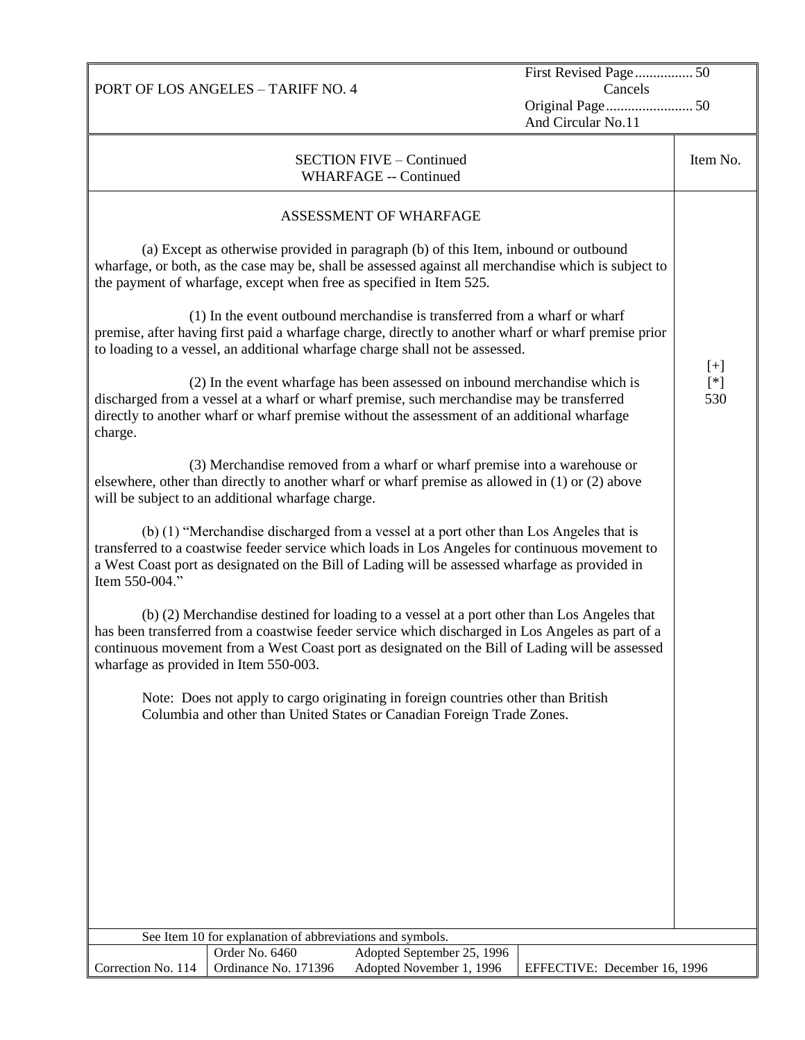PORT OF LOS ANGELES – TARIFF NO. 4

First Revised Page ................ 50
Cancels
Original Page ........................ 50
And Circular No.11

SECTION FIVE – Continued
WHARFAGE -- Continued

Item No. [+] [*] 530

## ASSESSMENT OF WHARFAGE

(a) Except as otherwise provided in paragraph (b) of this Item, inbound or outbound wharfage, or both, as the case may be, shall be assessed against all merchandise which is subject to the payment of wharfage, except when free as specified in Item 525.

(1) In the event outbound merchandise is transferred from a wharf or wharf premise, after having first paid a wharfage charge, directly to another wharf or wharf premise prior to loading to a vessel, an additional wharfage charge shall not be assessed.

(2) In the event wharfage has been assessed on inbound merchandise which is discharged from a vessel at a wharf or wharf premise, such merchandise may be transferred directly to another wharf or wharf premise without the assessment of an additional wharfage charge.

(3) Merchandise removed from a wharf or wharf premise into a warehouse or elsewhere, other than directly to another wharf or wharf premise as allowed in (1) or (2) above will be subject to an additional wharfage charge.

(b) (1) "Merchandise discharged from a vessel at a port other than Los Angeles that is transferred to a coastwise feeder service which loads in Los Angeles for continuous movement to a West Coast port as designated on the Bill of Lading will be assessed wharfage as provided in Item 550-004."

(b) (2) Merchandise destined for loading to a vessel at a port other than Los Angeles that has been transferred from a coastwise feeder service which discharged in Los Angeles as part of a continuous movement from a West Coast port as designated on the Bill of Lading will be assessed wharfage as provided in Item 550-003.

Note: Does not apply to cargo originating in foreign countries other than British Columbia and other than United States or Canadian Foreign Trade Zones.

See Item 10 for explanation of abbreviations and symbols.

| Correction No. 114 | Order No. 6460<br>Ordinance No. 171396 | Adopted September 25, 1996<br>Adopted November 1, 1996 | EFFECTIVE: December 16, 1996 |
|---|---|---|---|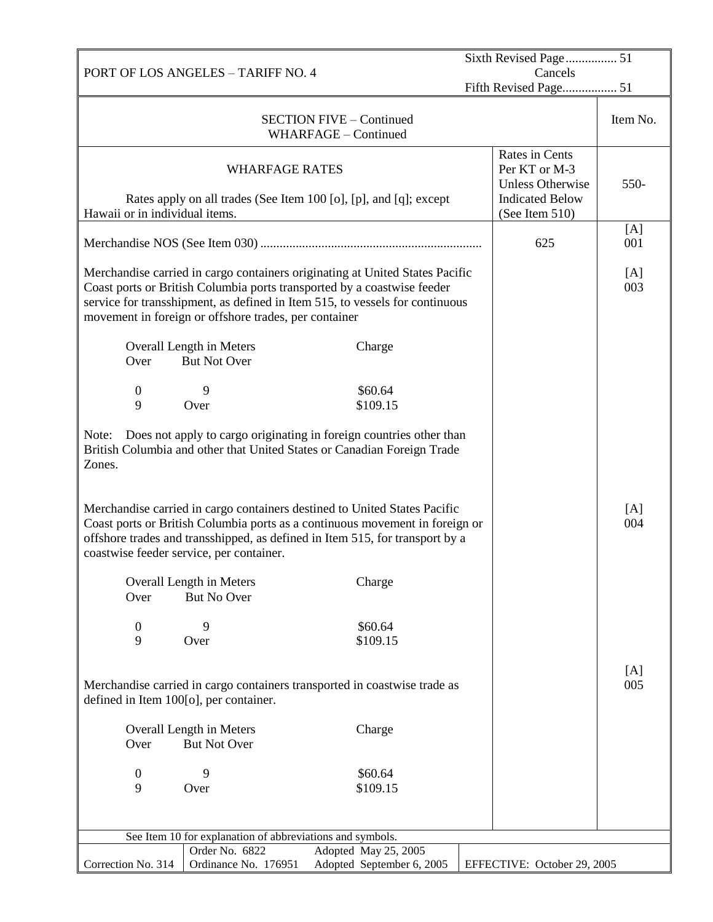PORT OF LOS ANGELES – TARIFF NO. 4

Sixth Revised Page ................ 51
Cancels
Fifth Revised Page................. 51

## SECTION FIVE – Continued
## WHARFAGE – Continued

| WHARFAGE RATES<br><br>Rates apply on all trades (See Item 100 [o], [p], and [q]; except Hawaii or in individual items. | Rates in Cents Per KT or M-3 Unless Otherwise Indicated Below (See Item 510) | Item No.<br>550- |
|---|---|---|
| Merchandise NOS (See Item 030) .................................................................... | 625 | [A]<br>001 |
| Merchandise carried in cargo containers originating at United States Pacific Coast ports or British Columbia ports transported by a coastwise feeder service for transshipment, as defined in Item 515, to vessels for continuous movement in foreign or offshore trades, per container<br><br>Overall Length in Meters: Over 0, But Not Over 9 – Charge $60.64<br>Over 9 – Charge $109.15<br><br>Note: Does not apply to cargo originating in foreign countries other than British Columbia and other that United States or Canadian Foreign Trade Zones. | | [A]<br>003 |
| Merchandise carried in cargo containers destined to United States Pacific Coast ports or British Columbia ports as a continuous movement in foreign or offshore trades and transshipped, as defined in Item 515, for transport by a coastwise feeder service, per container.<br><br>Overall Length in Meters: Over 0, But No Over 9 – Charge $60.64<br>Over 9 – Charge $109.15 | | [A]<br>004 |
| Merchandise carried in cargo containers transported in coastwise trade as defined in Item 100[o], per container.<br><br>Overall Length in Meters: Over 0, But Not Over 9 – Charge $60.64<br>Over 9 – Charge $109.15 | | [A]<br>005 |

See Item 10 for explanation of abbreviations and symbols.

| Correction No. 314 | Order No. 6822<br>Ordinance No. 176951 | Adopted May 25, 2005<br>Adopted September 6, 2005 | EFFECTIVE: October 29, 2005 |
|---|---|---|---|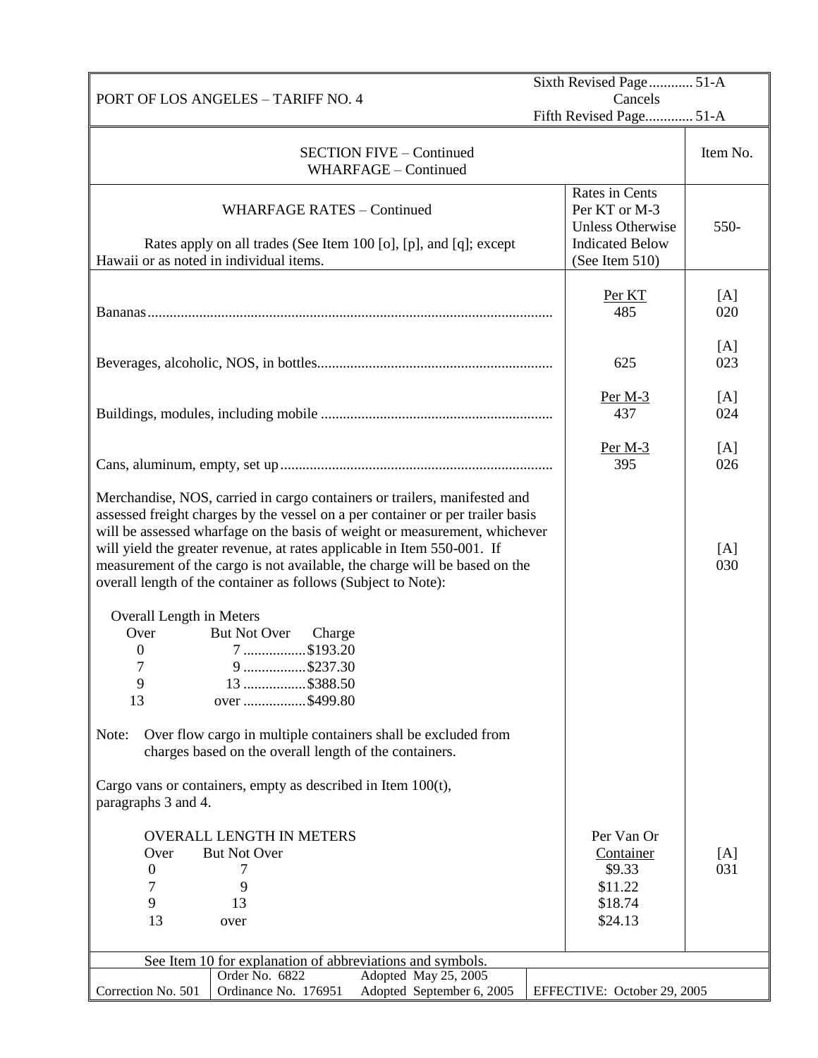PORT OF LOS ANGELES – TARIFF NO. 4

Sixth Revised Page ............ 51-A
Cancels
Fifth Revised Page............. 51-A

## SECTION FIVE – Continued
## WHARFAGE – Continued

| WHARFAGE RATES – Continued<br><br>Rates apply on all trades (See Item 100 [o], [p], and [q]; except Hawaii or as noted in individual items. | Rates in Cents Per KT or M-3 Unless Otherwise Indicated Below (See Item 510) | Item No.<br>550- |
|---|---|---|
| Bananas | Per KT<br>485 | [A]<br>020 |
| Beverages, alcoholic, NOS, in bottles | 625 | [A]<br>023 |
| Buildings, modules, including mobile | Per M-3<br>437 | [A]<br>024 |
| Cans, aluminum, empty, set up | Per M-3<br>395 | [A]<br>026 |
| Merchandise, NOS, carried in cargo containers or trailers, manifested and assessed freight charges by the vessel on a per container or per trailer basis will be assessed wharfage on the basis of weight or measurement, whichever will yield the greater revenue, at rates applicable in Item 550-001. If measurement of the cargo is not available, the charge will be based on the overall length of the container as follows (Subject to Note): | | [A]<br>030 |

Overall Length in Meters

| Over | But Not Over | Charge |
|---|---|---|
| 0 | 7 | $193.20 |
| 7 | 9 | $237.30 |
| 9 | 13 | $388.50 |
| 13 | over | $499.80 |

Note: Over flow cargo in multiple containers shall be excluded from charges based on the overall length of the containers.

Cargo vans or containers, empty as described in Item 100(t), paragraphs 3 and 4. — Item [A] 031

OVERALL LENGTH IN METERS

| Over | But Not Over | Per Van Or Container |
|---|---|---|
| 0 | 7 | $9.33 |
| 7 | 9 | $11.22 |
| 9 | 13 | $18.74 |
| 13 | over | $24.13 |

See Item 10 for explanation of abbreviations and symbols.

| Correction No. 501 | Order No. 6822<br>Ordinance No. 176951 | Adopted May 25, 2005<br>Adopted September 6, 2005 | EFFECTIVE: October 29, 2005 |
|---|---|---|---|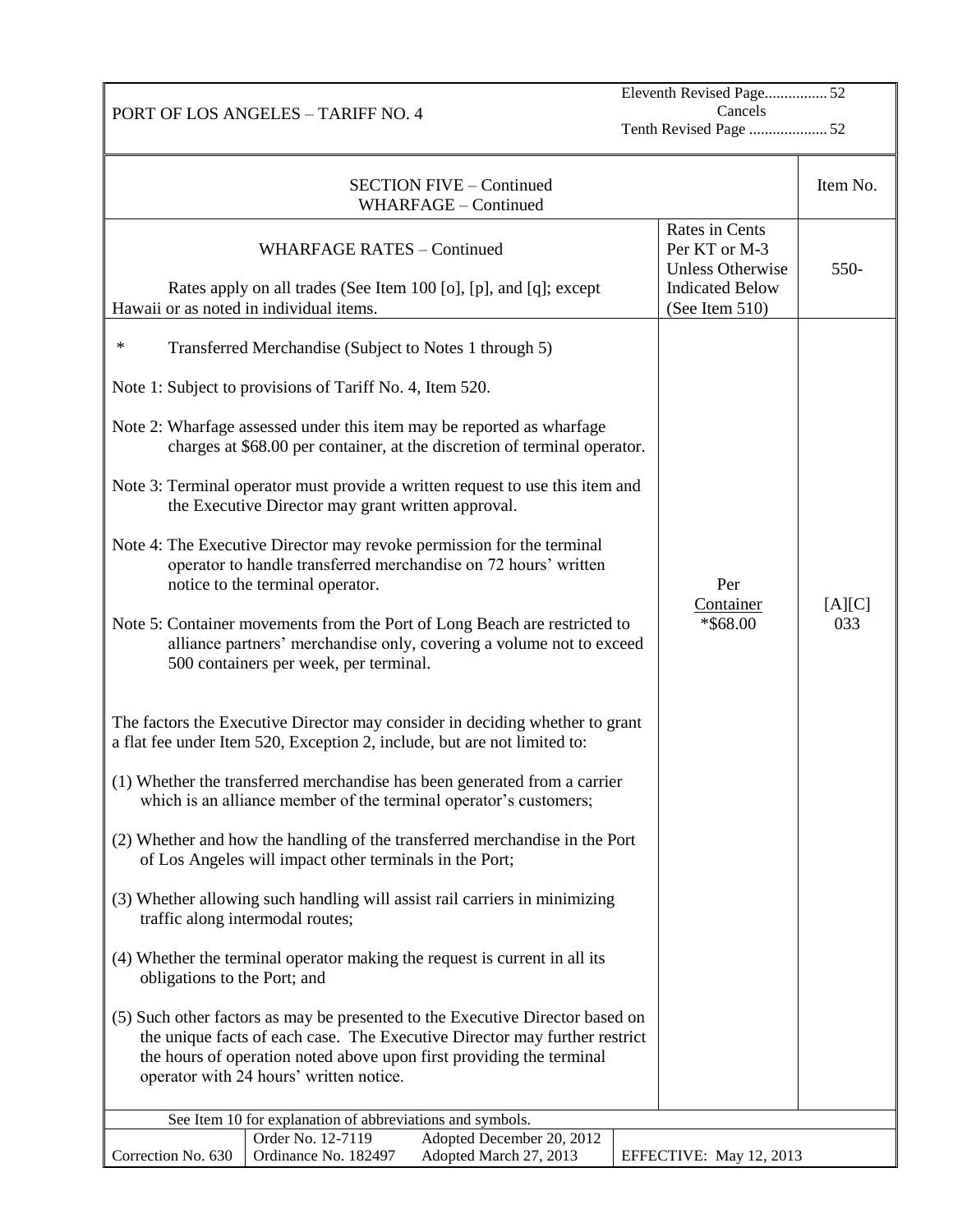PORT OF LOS ANGELES – TARIFF NO. 4

Eleventh Revised Page................ 52
Cancels
Tenth Revised Page .................... 52

| SECTION FIVE – Continued<br>WHARFAGE – Continued | | Item No. |
|---|---|---|
| WHARFAGE RATES – Continued<br><br>Rates apply on all trades (See Item 100 [o], [p], and [q]; except Hawaii or as noted in individual items. | Rates in Cents Per KT or M-3 Unless Otherwise Indicated Below (See Item 510) | 550- |
| * Transferred Merchandise (Subject to Notes 1 through 5)<br><br>Note 1: Subject to provisions of Tariff No. 4, Item 520.<br><br>Note 2: Wharfage assessed under this item may be reported as wharfage charges at $68.00 per container, at the discretion of terminal operator.<br><br>Note 3: Terminal operator must provide a written request to use this item and the Executive Director may grant written approval.<br><br>Note 4: The Executive Director may revoke permission for the terminal operator to handle transferred merchandise on 72 hours' written notice to the terminal operator.<br><br>Note 5: Container movements from the Port of Long Beach are restricted to alliance partners' merchandise only, covering a volume not to exceed 500 containers per week, per terminal.<br><br>The factors the Executive Director may consider in deciding whether to grant a flat fee under Item 520, Exception 2, include, but are not limited to:<br><br>(1) Whether the transferred merchandise has been generated from a carrier which is an alliance member of the terminal operator's customers;<br><br>(2) Whether and how the handling of the transferred merchandise in the Port of Los Angeles will impact other terminals in the Port;<br><br>(3) Whether allowing such handling will assist rail carriers in minimizing traffic along intermodal routes;<br><br>(4) Whether the terminal operator making the request is current in all its obligations to the Port; and<br><br>(5) Such other factors as may be presented to the Executive Director based on the unique facts of each case. The Executive Director may further restrict the hours of operation noted above upon first providing the terminal operator with 24 hours' written notice. | Per Container<br>*$68.00 | [A][C]<br>033 |

See Item 10 for explanation of abbreviations and symbols.

| Correction No. 630 | Order No. 12-7119<br>Ordinance No. 182497 | Adopted December 20, 2012<br>Adopted March 27, 2013 | EFFECTIVE: May 12, 2013 |
|---|---|---|---|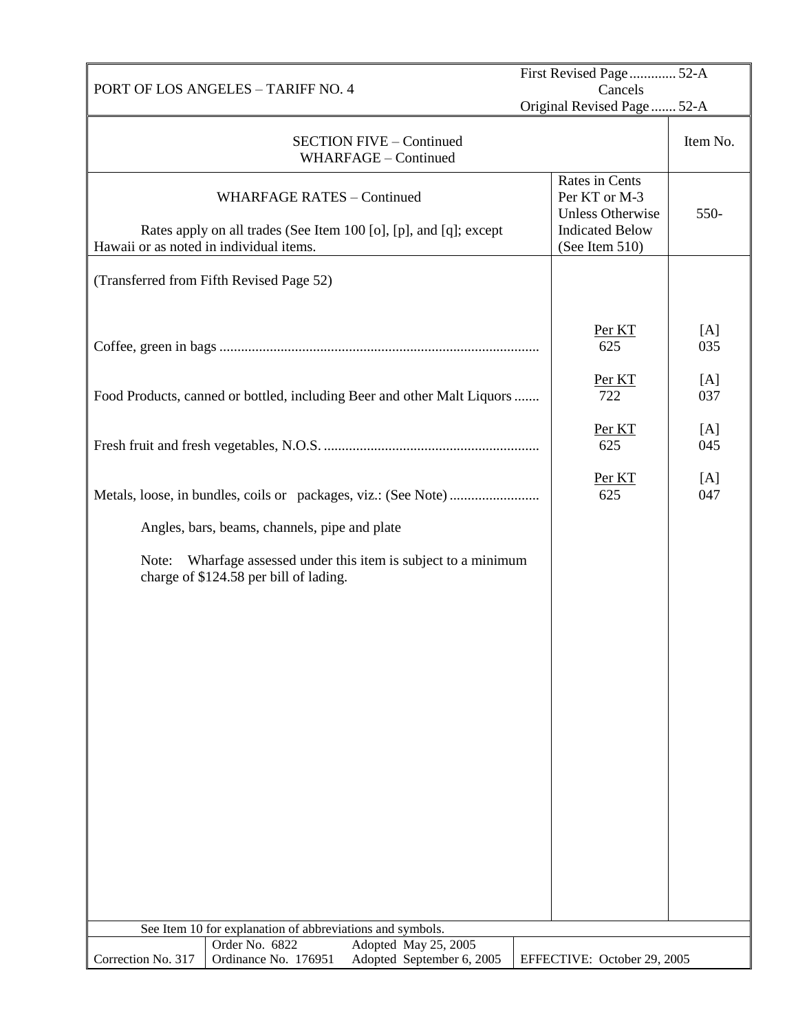PORT OF LOS ANGELES – TARIFF NO. 4

First Revised Page ............ 52-A
Cancels
Original Revised Page ....... 52-A

| SECTION FIVE – Continued<br>WHARFAGE – Continued | | Item No. |
|---|---|---|
| WHARFAGE RATES – Continued<br><br>Rates apply on all trades (See Item 100 [o], [p], and [q]; except Hawaii or as noted in individual items. | Rates in Cents Per KT or M-3 Unless Otherwise Indicated Below (See Item 510) | 550- |
| (Transferred from Fifth Revised Page 52) | | |
| Coffee, green in bags ........................................................................................ | Per KT<br>625 | [A]<br>035 |
| Food Products, canned or bottled, including Beer and other Malt Liquors ....... | Per KT<br>722 | [A]<br>037 |
| Fresh fruit and fresh vegetables, N.O.S. ........................................................... | Per KT<br>625 | [A]<br>045 |
| Metals, loose, in bundles, coils or packages, viz.: (See Note) ......................... | Per KT<br>625 | [A]<br>047 |
| Angles, bars, beams, channels, pipe and plate | | |
| Note: Wharfage assessed under this item is subject to a minimum charge of $124.58 per bill of lading. | | |

See Item 10 for explanation of abbreviations and symbols.

| Correction No. 317 | Order No. 6822<br>Ordinance No. 176951 | Adopted May 25, 2005<br>Adopted September 6, 2005 | EFFECTIVE: October 29, 2005 |
|---|---|---|---|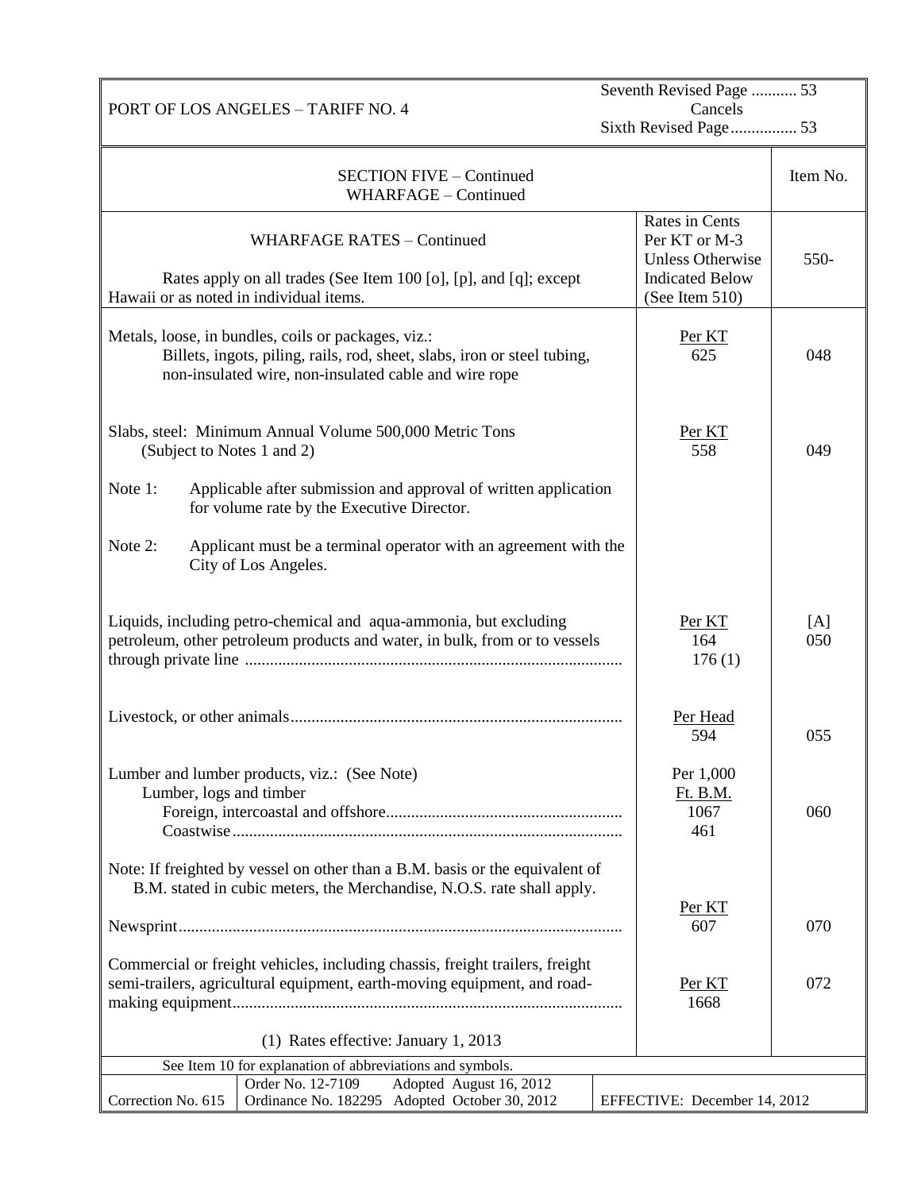PORT OF LOS ANGELES – TARIFF NO. 4

Seventh Revised Page ........... 53
Cancels
Sixth Revised Page................ 53

| SECTION FIVE – Continued<br>WHARFAGE – Continued | | Item No. |
|---|---|---|
| WHARFAGE RATES – Continued<br><br>Rates apply on all trades (See Item 100 [o], [p], and [q]; except Hawaii or as noted in individual items. | Rates in Cents Per KT or M-3 Unless Otherwise Indicated Below (See Item 510) | 550- |
| Metals, loose, in bundles, coils or packages, viz.:<br>Billets, ingots, piling, rails, rod, sheet, slabs, iron or steel tubing, non-insulated wire, non-insulated cable and wire rope | Per KT<br>625 | 048 |
| Slabs, steel: Minimum Annual Volume 500,000 Metric Tons<br>(Subject to Notes 1 and 2)<br><br>Note 1: Applicable after submission and approval of written application for volume rate by the Executive Director.<br><br>Note 2: Applicant must be a terminal operator with an agreement with the City of Los Angeles. | Per KT<br>558 | 049 |
| Liquids, including petro-chemical and aqua-ammonia, but excluding petroleum, other petroleum products and water, in bulk, from or to vessels through private line ........................................................................................ | Per KT<br>164<br>176 (1) | [A]<br>050 |
| Livestock, or other animals............................................................................ | Per Head<br>594 | 055 |
| Lumber and lumber products, viz.: (See Note)<br>Lumber, logs and timber<br>Foreign, intercoastal and offshore........................................................<br>Coastwise............................................................................................<br><br>Note: If freighted by vessel on other than a B.M. basis or the equivalent of B.M. stated in cubic meters, the Merchandise, N.O.S. rate shall apply. | Per 1,000<br>Ft. B.M.<br>1067<br>461 | 060 |
| Newsprint......................................................................................................... | Per KT<br>607 | 070 |
| Commercial or freight vehicles, including chassis, freight trailers, freight semi-trailers, agricultural equipment, earth-moving equipment, and road-making equipment............................................................................................ | Per KT<br>1668 | 072 |
| (1) Rates effective: January 1, 2013 | | |

See Item 10 for explanation of abbreviations and symbols.

| Correction No. 615 | Order No. 12-7109 Adopted August 16, 2012<br>Ordinance No. 182295 Adopted October 30, 2012 | EFFECTIVE: December 14, 2012 |
|---|---|---|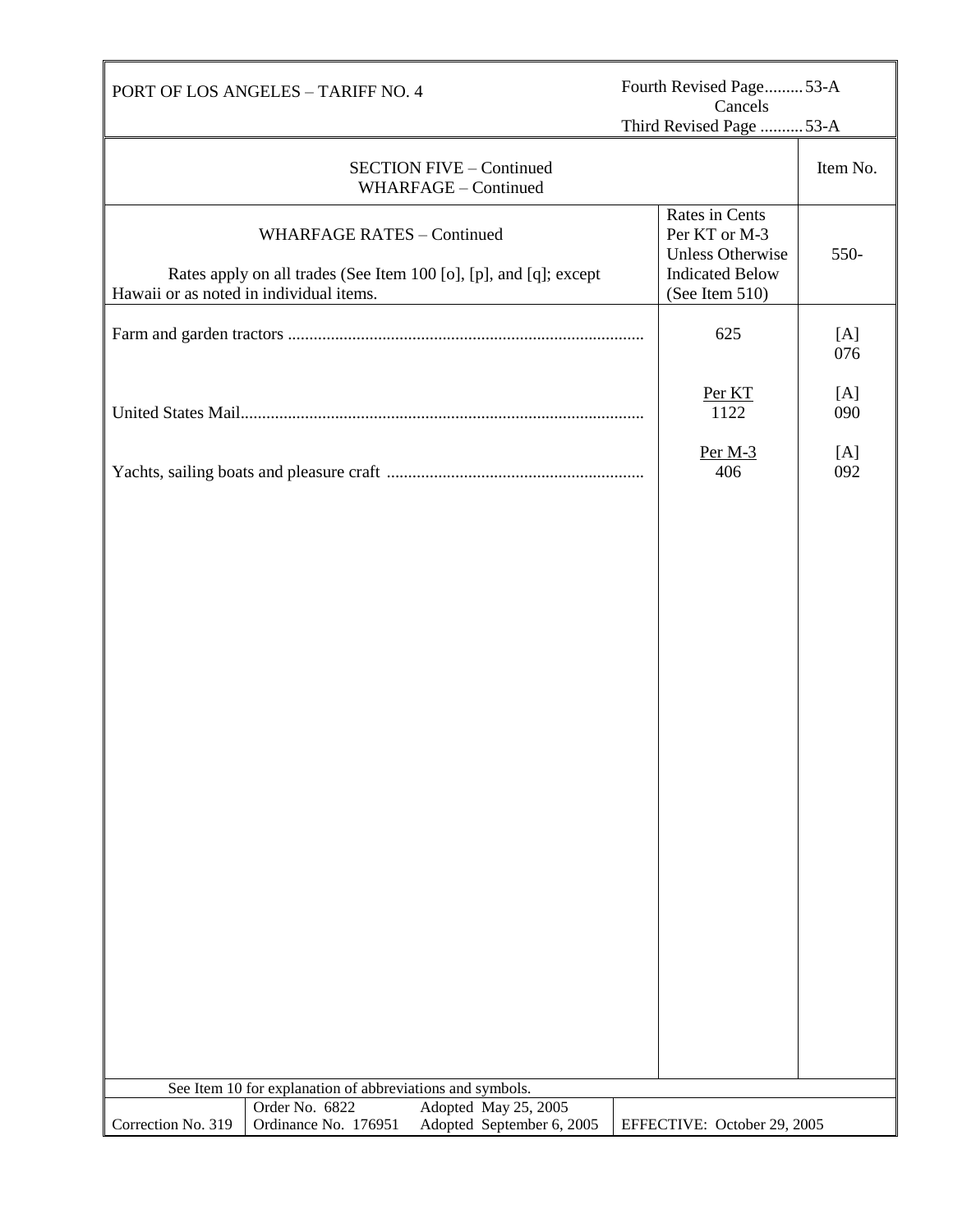PORT OF LOS ANGELES – TARIFF NO. 4

Fourth Revised Page.........53-A
Cancels
Third Revised Page ..........53-A

| SECTION FIVE – Continued<br>WHARFAGE – Continued | | Item No. |
|---|---|---|
| WHARFAGE RATES – Continued<br><br>Rates apply on all trades (See Item 100 [o], [p], and [q]; except Hawaii or as noted in individual items. | Rates in Cents Per KT or M-3 Unless Otherwise Indicated Below (See Item 510) | 550- |
| Farm and garden tractors .................................................................................. | 625 | [A] 076 |
| United States Mail............................................................................................. | Per KT<br>1122 | [A] 090 |
| Yachts, sailing boats and pleasure craft ........................................................... | Per M-3<br>406 | [A] 092 |

See Item 10 for explanation of abbreviations and symbols.

| Correction No. 319 | Order No. 6822<br>Ordinance No. 176951 | Adopted May 25, 2005<br>Adopted September 6, 2005 | EFFECTIVE: October 29, 2005 |
|---|---|---|---|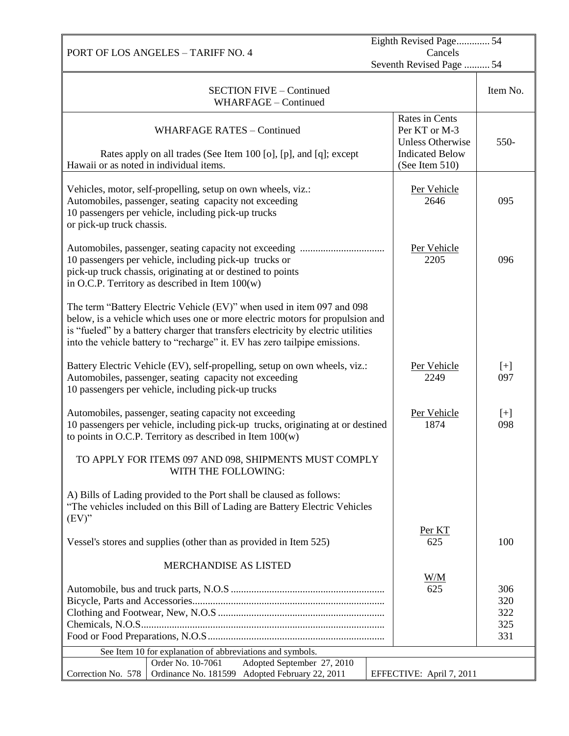PORT OF LOS ANGELES – TARIFF NO. 4

Eighth Revised Page............. 54
Cancels
Seventh Revised Page .......... 54

| SECTION FIVE – Continued<br>WHARFAGE – Continued | | Item No. |
|---|---|---|
| WHARFAGE RATES – Continued<br><br>Rates apply on all trades (See Item 100 [o], [p], and [q]; except Hawaii or as noted in individual items. | Rates in Cents Per KT or M-3 Unless Otherwise Indicated Below (See Item 510) | 550- |
| Vehicles, motor, self-propelling, setup on own wheels, viz.:<br>Automobiles, passenger, seating capacity not exceeding 10 passengers per vehicle, including pick-up trucks or pick-up truck chassis. | Per Vehicle<br>2646 | 095 |
| Automobiles, passenger, seating capacity not exceeding ................................ 10 passengers per vehicle, including pick-up trucks or pick-up truck chassis, originating at or destined to points in O.C.P. Territory as described in Item 100(w) | Per Vehicle<br>2205 | 096 |
| The term "Battery Electric Vehicle (EV)" when used in item 097 and 098 below, is a vehicle which uses one or more electric motors for propulsion and is "fueled" by a battery charger that transfers electricity by electric utilities into the vehicle battery to "recharge" it. EV has zero tailpipe emissions. | | |
| Battery Electric Vehicle (EV), self-propelling, setup on own wheels, viz.:<br>Automobiles, passenger, seating capacity not exceeding 10 passengers per vehicle, including pick-up trucks | Per Vehicle<br>2249 | [+]<br>097 |
| Automobiles, passenger, seating capacity not exceeding 10 passengers per vehicle, including pick-up trucks, originating at or destined to points in O.C.P. Territory as described in Item 100(w) | Per Vehicle<br>1874 | [+]<br>098 |
| TO APPLY FOR ITEMS 097 AND 098, SHIPMENTS MUST COMPLY WITH THE FOLLOWING:<br><br>A) Bills of Lading provided to the Port shall be claused as follows: "The vehicles included on this Bill of Lading are Battery Electric Vehicles (EV)" | | |
| Vessel's stores and supplies (other than as provided in Item 525) | Per KT<br>625 | 100 |
| MERCHANDISE AS LISTED | W/M | |
| Automobile, bus and truck parts, N.O.S ........................................................... | 625 | 306 |
| Bicycle, Parts and Accessories.......................................................................... | | 320 |
| Clothing and Footwear, New, N.O.S ................................................................ | | 322 |
| Chemicals, N.O.S............................................................................................. | | 325 |
| Food or Food Preparations, N.O.S .................................................................... | | 331 |

See Item 10 for explanation of abbreviations and symbols.

| Correction No. 578 | Order No. 10-7061 Adopted September 27, 2010<br>Ordinance No. 181599 Adopted February 22, 2011 | EFFECTIVE: April 7, 2011 |
|---|---|---|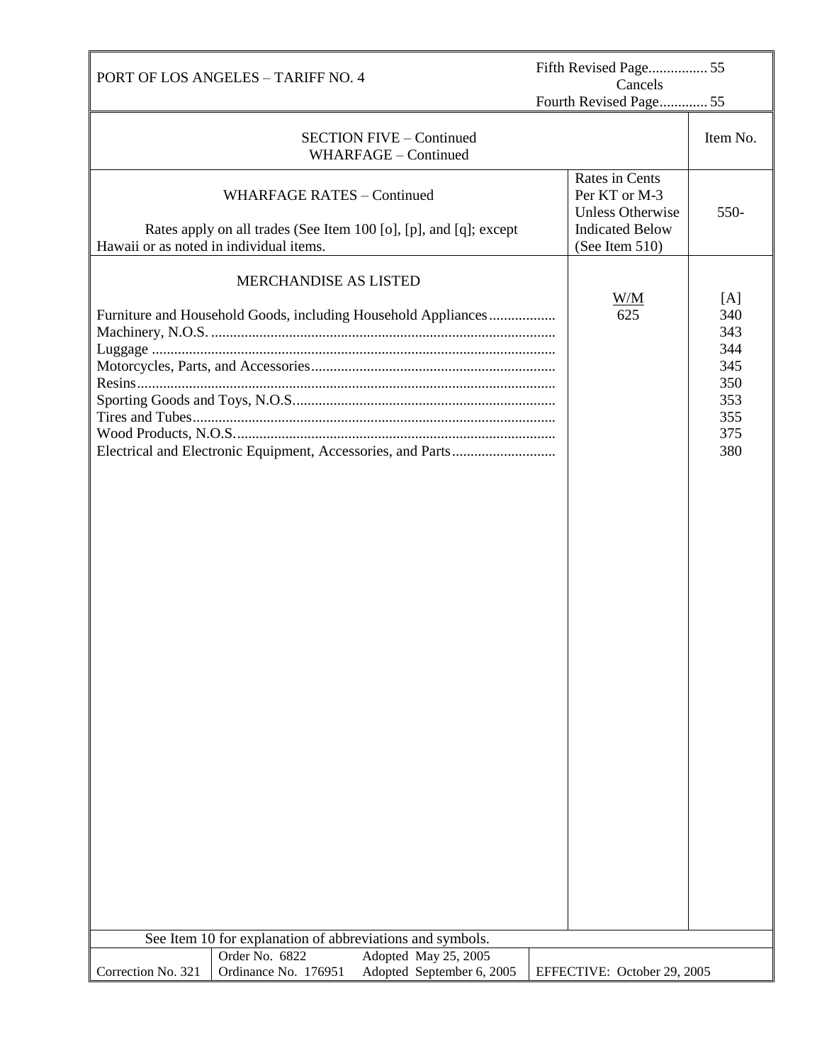PORT OF LOS ANGELES – TARIFF NO. 4

Fifth Revised Page................ 55
Cancels
Fourth Revised Page............. 55

## SECTION FIVE – Continued
## WHARFAGE – Continued

| WHARFAGE RATES – Continued<br><br>Rates apply on all trades (See Item 100 [o], [p], and [q]; except Hawaii or as noted in individual items. | Rates in Cents Per KT or M-3 Unless Otherwise Indicated Below (See Item 510) | Item No.<br><br>550- |
|---|---|---|
| MERCHANDISE AS LISTED | W/M | [A] |
| Furniture and Household Goods, including Household Appliances.................. | 625 | 340 |
| Machinery, N.O.S. ............................................................................................ | | 343 |
| Luggage ............................................................................................................ | | 344 |
| Motorcycles, Parts, and Accessories................................................................. | | 345 |
| Resins................................................................................................................ | | 350 |
| Sporting Goods and Toys, N.O.S....................................................................... | | 353 |
| Tires and Tubes................................................................................................. | | 355 |
| Wood Products, N.O.S....................................................................................... | | 375 |
| Electrical and Electronic Equipment, Accessories, and Parts............................ | | 380 |

See Item 10 for explanation of abbreviations and symbols.

| Correction No. 321 | Order No. 6822<br>Ordinance No. 176951 | Adopted May 25, 2005<br>Adopted September 6, 2005 | EFFECTIVE: October 29, 2005 |
|---|---|---|---|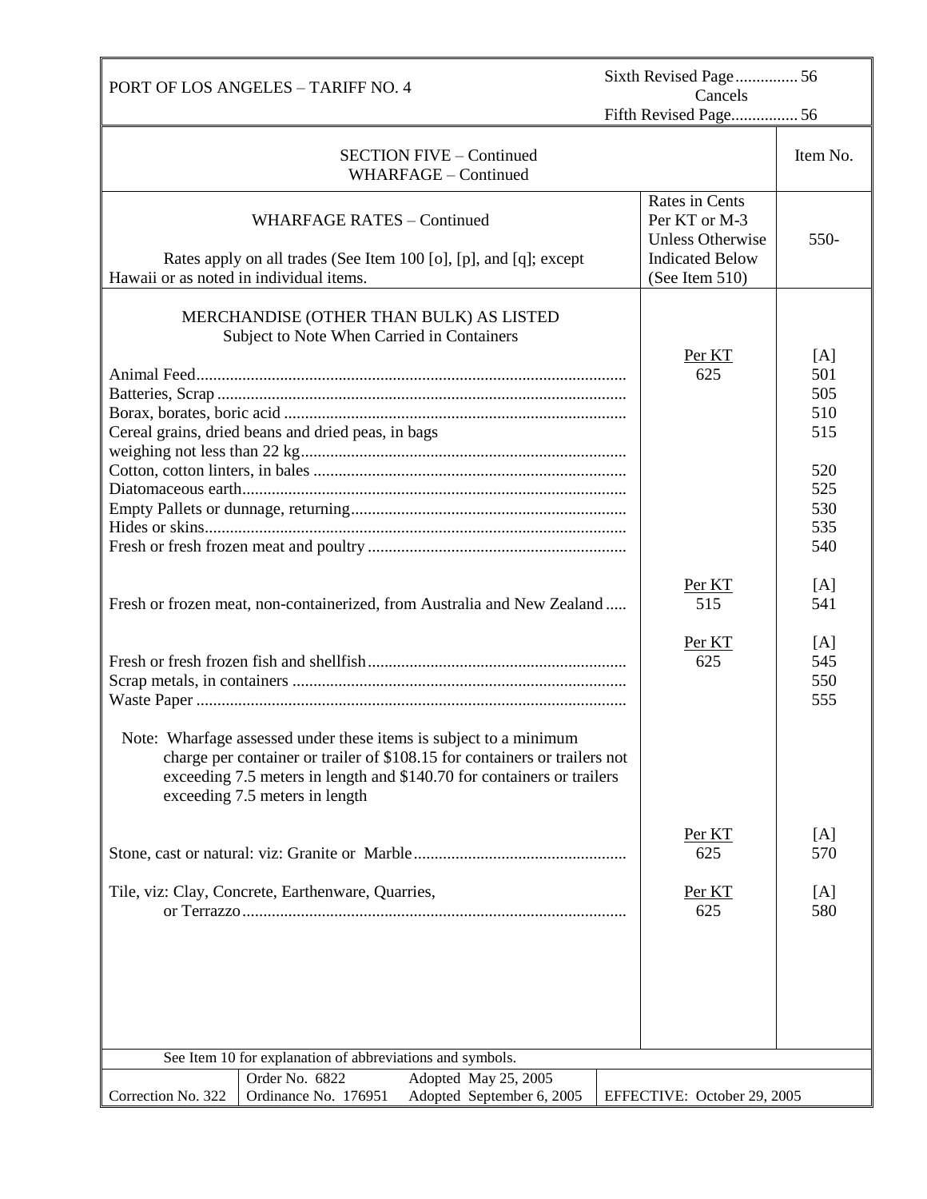PORT OF LOS ANGELES – TARIFF NO. 4

Sixth Revised Page 56 Cancels Fifth Revised Page 56

## SECTION FIVE – Continued
## WHARFAGE – Continued

| WHARFAGE RATES – Continued<br><br>Rates apply on all trades (See Item 100 [o], [p], and [q]; except Hawaii or as noted in individual items. | Rates in Cents Per KT or M-3 Unless Otherwise Indicated Below (See Item 510) | Item No.<br>550- |
|---|---|---|
| **MERCHANDISE (OTHER THAN BULK) AS LISTED**<br>Subject to Note When Carried in Containers | | |
| | Per KT | [A] |
| Animal Feed | 625 | 501 |
| Batteries, Scrap | | 505 |
| Borax, borates, boric acid | | 510 |
| Cereal grains, dried beans and dried peas, in bags weighing not less than 22 kg | | 515 |
| Cotton, cotton linters, in bales | | 520 |
| Diatomaceous earth | | 525 |
| Empty Pallets or dunnage, returning | | 530 |
| Hides or skins | | 535 |
| Fresh or fresh frozen meat and poultry | | 540 |
| | Per KT | [A] |
| Fresh or frozen meat, non-containerized, from Australia and New Zealand | 515 | 541 |
| | Per KT | [A] |
| Fresh or fresh frozen fish and shellfish | 625 | 545 |
| Scrap metals, in containers | | 550 |
| Waste Paper | | 555 |
| Note: Wharfage assessed under these items is subject to a minimum charge per container or trailer of $108.15 for containers or trailers not exceeding 7.5 meters in length and $140.70 for containers or trailers exceeding 7.5 meters in length | | |
| | Per KT | [A] |
| Stone, cast or natural: viz: Granite or Marble | 625 | 570 |
| | Per KT | [A] |
| Tile, viz: Clay, Concrete, Earthenware, Quarries, or Terrazzo | 625 | 580 |

See Item 10 for explanation of abbreviations and symbols.

| Correction No. 322 | Order No. 6822<br>Ordinance No. 176951 | Adopted May 25, 2005<br>Adopted September 6, 2005 | EFFECTIVE: October 29, 2005 |
|---|---|---|---|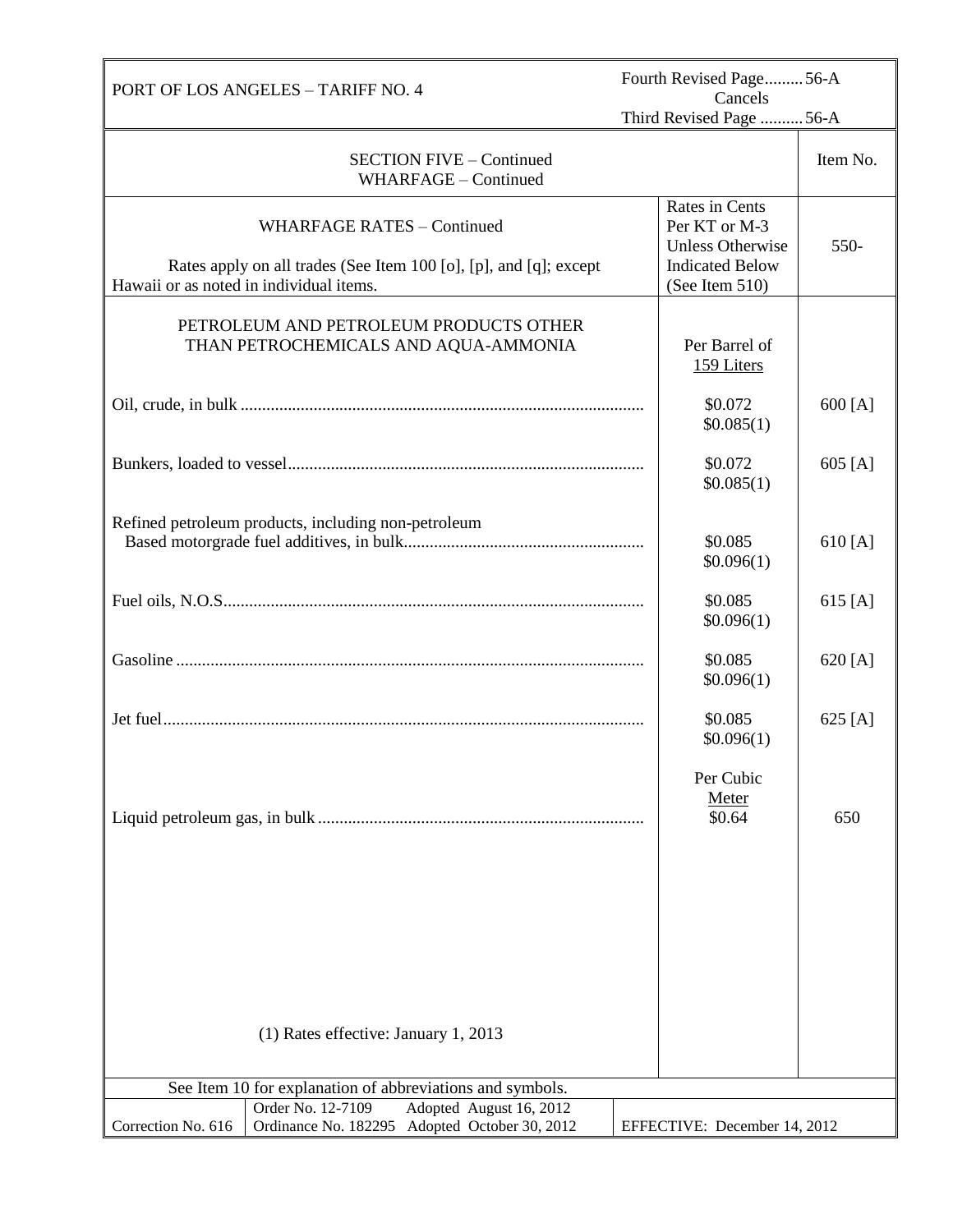PORT OF LOS ANGELES – TARIFF NO. 4

Fourth Revised Page......... 56-A
Cancels
Third Revised Page .......... 56-A

## SECTION FIVE – Continued
## WHARFAGE – Continued

| WHARFAGE RATES – Continued<br><br>Rates apply on all trades (See Item 100 [o], [p], and [q]; except Hawaii or as noted in individual items. | Rates in Cents Per KT or M-3 Unless Otherwise Indicated Below (See Item 510) | Item No.<br>550- |
|---|---|---|
| PETROLEUM AND PETROLEUM PRODUCTS OTHER THAN PETROCHEMICALS AND AQUA-AMMONIA | Per Barrel of 159 Liters | |
| Oil, crude, in bulk | \$0.072<br>\$0.085(1) | 600 [A] |
| Bunkers, loaded to vessel | \$0.072<br>\$0.085(1) | 605 [A] |
| Refined petroleum products, including non-petroleum Based motorgrade fuel additives, in bulk | \$0.085<br>\$0.096(1) | 610 [A] |
| Fuel oils, N.O.S. | \$0.085<br>\$0.096(1) | 615 [A] |
| Gasoline | \$0.085<br>\$0.096(1) | 620 [A] |
| Jet fuel | \$0.085<br>\$0.096(1) | 625 [A] |
| | Per Cubic Meter | |
| Liquid petroleum gas, in bulk | \$0.64 | 650 |

(1) Rates effective: January 1, 2013

See Item 10 for explanation of abbreviations and symbols.

| Correction No. 616 | Order No. 12-7109 Adopted August 16, 2012<br>Ordinance No. 182295 Adopted October 30, 2012 | EFFECTIVE: December 14, 2012 |
|---|---|---|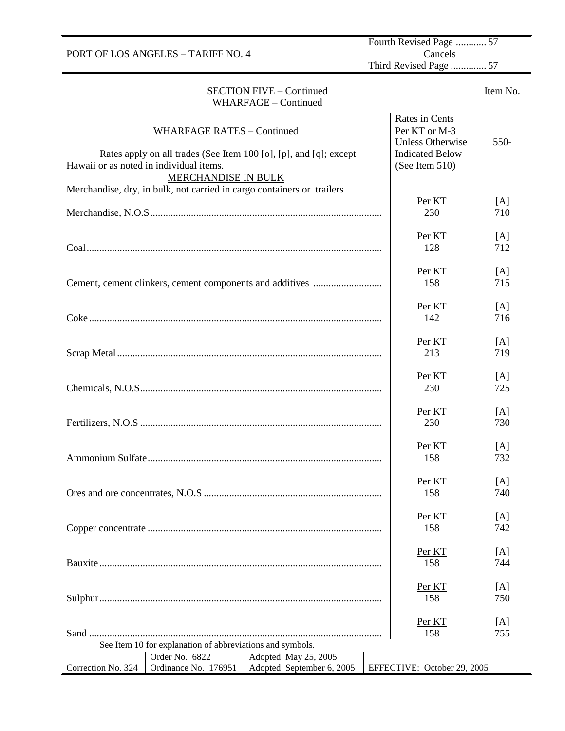PORT OF LOS ANGELES – TARIFF NO. 4

Fourth Revised Page ............ 57
Cancels
Third Revised Page .............. 57

## SECTION FIVE – Continued
## WHARFAGE – Continued

| WHARFAGE RATES – Continued<br><br>Rates apply on all trades (See Item 100 [o], [p], and [q]; except Hawaii or as noted in individual items. | Rates in Cents Per KT or M-3 Unless Otherwise Indicated Below (See Item 510) | Item No.<br>550- |
|---|---|---|
| MERCHANDISE IN BULK<br>Merchandise, dry, in bulk, not carried in cargo containers or trailers | | |
| Merchandise, N.O.S | Per KT<br>230 | [A]<br>710 |
| Coal | Per KT<br>128 | [A]<br>712 |
| Cement, cement clinkers, cement components and additives | Per KT<br>158 | [A]<br>715 |
| Coke | Per KT<br>142 | [A]<br>716 |
| Scrap Metal | Per KT<br>213 | [A]<br>719 |
| Chemicals, N.O.S | Per KT<br>230 | [A]<br>725 |
| Fertilizers, N.O.S | Per KT<br>230 | [A]<br>730 |
| Ammonium Sulfate | Per KT<br>158 | [A]<br>732 |
| Ores and ore concentrates, N.O.S | Per KT<br>158 | [A]<br>740 |
| Copper concentrate | Per KT<br>158 | [A]<br>742 |
| Bauxite | Per KT<br>158 | [A]<br>744 |
| Sulphur | Per KT<br>158 | [A]<br>750 |
| Sand | Per KT<br>158 | [A]<br>755 |

See Item 10 for explanation of abbreviations and symbols.

| Correction No. 324 | Order No. 6822<br>Ordinance No. 176951 | Adopted May 25, 2005<br>Adopted September 6, 2005 | EFFECTIVE: October 29, 2005 |
|---|---|---|---|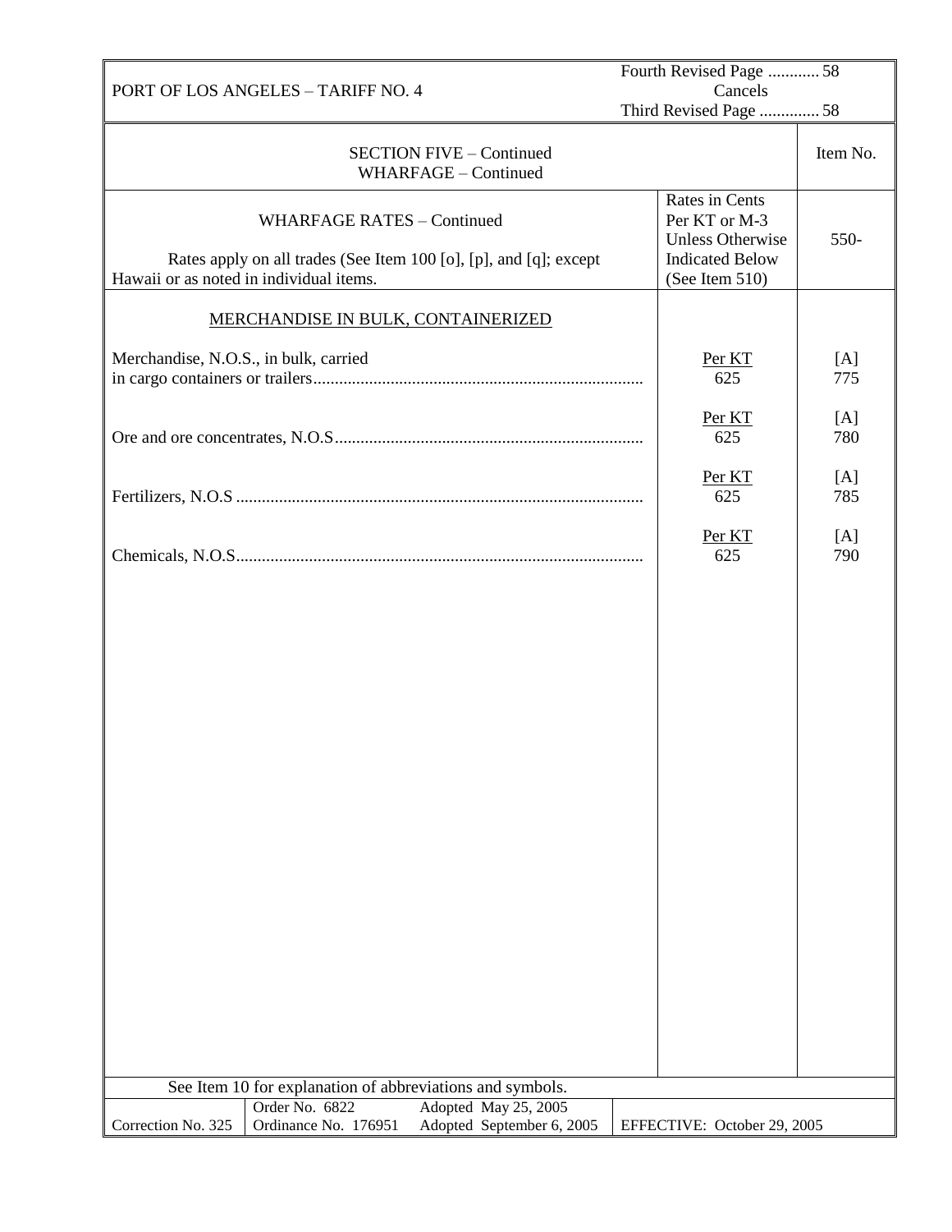PORT OF LOS ANGELES – TARIFF NO. 4

Fourth Revised Page ............ 58
Cancels
Third Revised Page .............. 58

SECTION FIVE – Continued
WHARFAGE – Continued

| WHARFAGE RATES – Continued<br><br>Rates apply on all trades (See Item 100 [o], [p], and [q]; except Hawaii or as noted in individual items. | Rates in Cents Per KT or M-3 Unless Otherwise Indicated Below (See Item 510) | Item No.<br>550- |
|---|---|---|
| **MERCHANDISE IN BULK, CONTAINERIZED** | | |
| Merchandise, N.O.S., in bulk, carried in cargo containers or trailers............................................................................ | Per KT<br>625 | [A]<br>775 |
| Ore and ore concentrates, N.O.S....................................................................... | Per KT<br>625 | [A]<br>780 |
| Fertilizers, N.O.S ............................................................................................. | Per KT<br>625 | [A]<br>785 |
| Chemicals, N.O.S.............................................................................................. | Per KT<br>625 | [A]<br>790 |

See Item 10 for explanation of abbreviations and symbols.

| Correction No. 325 | Order No. 6822<br>Ordinance No. 176951 | Adopted May 25, 2005<br>Adopted September 6, 2005 | EFFECTIVE: October 29, 2005 |
|---|---|---|---|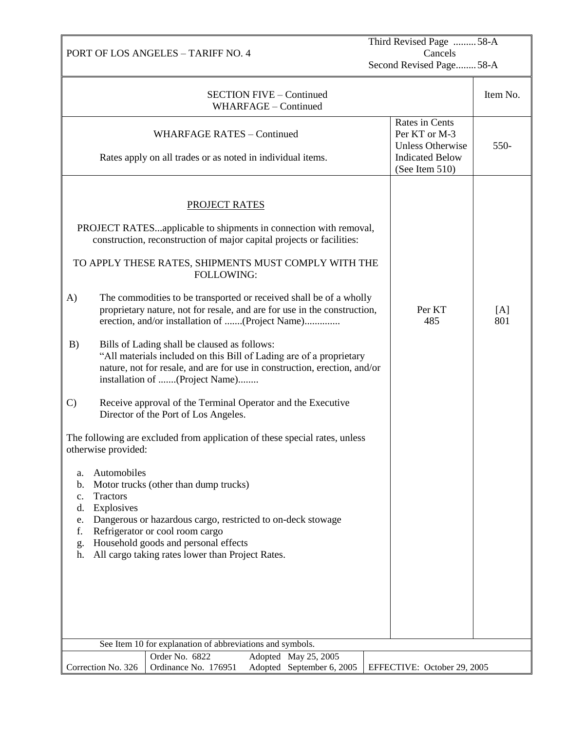PORT OF LOS ANGELES – TARIFF NO. 4

Third Revised Page .........58-A
Cancels
Second Revised Page........58-A

| SECTION FIVE – Continued<br>WHARFAGE – Continued | | Item No. |
|---|---|---|
| WHARFAGE RATES – Continued<br><br>Rates apply on all trades or as noted in individual items. | Rates in Cents Per KT or M-3 Unless Otherwise Indicated Below (See Item 510) | 550- |
| PROJECT RATES (see below) | Per KT<br>485 | [A]<br>801 |

PROJECT RATES

PROJECT RATES...applicable to shipments in connection with removal, construction, reconstruction of major capital projects or facilities:

TO APPLY THESE RATES, SHIPMENTS MUST COMPLY WITH THE FOLLOWING:

A) The commodities to be transported or received shall be of a wholly proprietary nature, not for resale, and are for use in the construction, erection, and/or installation of .......(Project Name).............

B) Bills of Lading shall be claused as follows:
"All materials included on this Bill of Lading are of a proprietary nature, not for resale, and are for use in construction, erection, and/or installation of .......(Project Name)........

C) Receive approval of the Terminal Operator and the Executive Director of the Port of Los Angeles.

The following are excluded from application of these special rates, unless otherwise provided:

a. Automobiles
b. Motor trucks (other than dump trucks)
c. Tractors
d. Explosives
e. Dangerous or hazardous cargo, restricted to on-deck stowage
f. Refrigerator or cool room cargo
g. Household goods and personal effects
h. All cargo taking rates lower than Project Rates.

See Item 10 for explanation of abbreviations and symbols.

| Correction No. 326 | Order No. 6822<br>Ordinance No. 176951 | Adopted May 25, 2005<br>Adopted September 6, 2005 | EFFECTIVE: October 29, 2005 |
|---|---|---|---|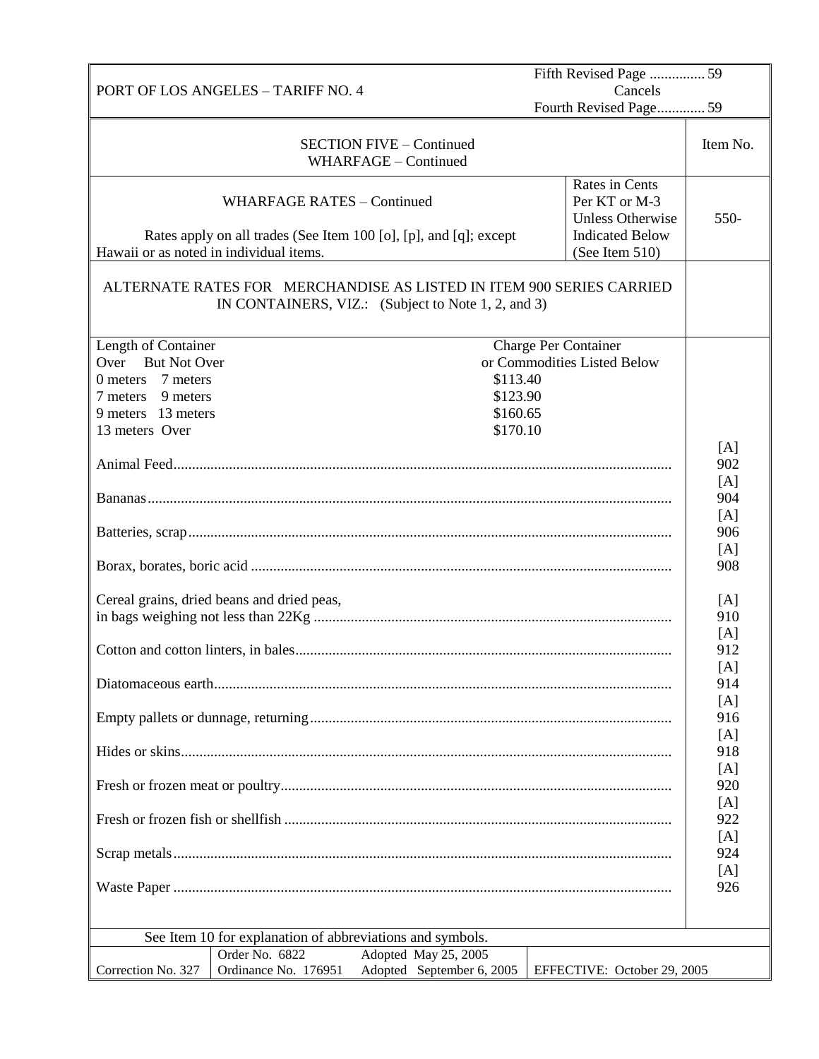PORT OF LOS ANGELES – TARIFF NO. 4 | Fifth Revised Page ............... 59 Cancels Fourth Revised Page............. 59

SECTION FIVE – Continued
WHARFAGE – Continued

Item No.

WHARFAGE RATES – Continued

Rates apply on all trades (See Item 100 [o], [p], and [q]; except Hawaii or as noted in individual items.

Rates in Cents Per KT or M-3 Unless Otherwise Indicated Below (See Item 510)

550-

ALTERNATE RATES FOR MERCHANDISE AS LISTED IN ITEM 900 SERIES CARRIED IN CONTAINERS, VIZ.: (Subject to Note 1, 2, and 3)

| Length of Container Over | But Not Over | Charge Per Container or Commodities Listed Below |
|---|---|---|
| 0 meters | 7 meters | $113.40 |
| 7 meters | 9 meters | $123.90 |
| 9 meters | 13 meters | $160.65 |
| 13 meters | Over | $170.10 |

| Commodity | Item No. |
|---|---|
| Animal Feed | [A] 902 |
| Bananas | [A] 904 |
| Batteries, scrap | [A] 906 |
| Borax, borates, boric acid | [A] 908 |
| Cereal grains, dried beans and dried peas, in bags weighing not less than 22Kg | [A] 910 |
| Cotton and cotton linters, in bales | [A] 912 |
| Diatomaceous earth | [A] 914 |
| Empty pallets or dunnage, returning | [A] 916 |
| Hides or skins | [A] 918 |
| Fresh or frozen meat or poultry | [A] 920 |
| Fresh or frozen fish or shellfish | [A] 922 |
| Scrap metals | [A] 924 |
| Waste Paper | [A] 926 |

See Item 10 for explanation of abbreviations and symbols.

| Correction No. 327 | Order No. 6822 Ordinance No. 176951 | Adopted May 25, 2005 Adopted September 6, 2005 | EFFECTIVE: October 29, 2005 |
|---|---|---|---|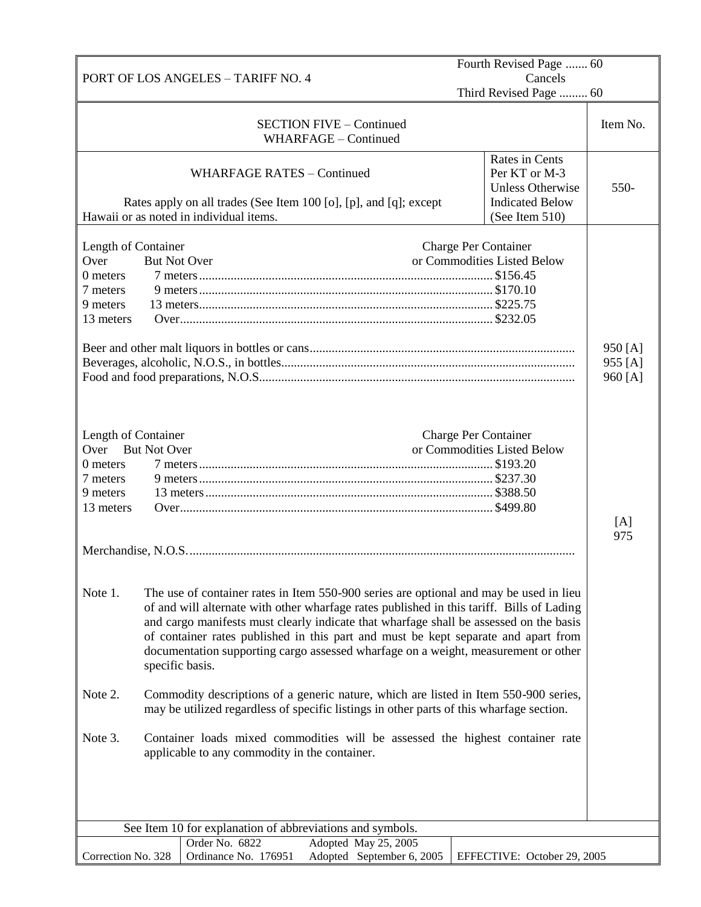PORT OF LOS ANGELES – TARIFF NO. 4

Fourth Revised Page ....... 60
Cancels
Third Revised Page ......... 60

## SECTION FIVE – Continued
## WHARFAGE – Continued

| WHARFAGE RATES – Continued<br><br>Rates apply on all trades (See Item 100 [o], [p], and [q]; except Hawaii or as noted in individual items. | Rates in Cents Per KT or M-3 Unless Otherwise Indicated Below (See Item 510) | Item No.<br>550- |
|---|---|---|

| Length of Container Over | But Not Over | Charge Per Container or Commodities Listed Below |
|---|---|---|
| 0 meters | 7 meters | $156.45 |
| 7 meters | 9 meters | $170.10 |
| 9 meters | 13 meters | $225.75 |
| 13 meters | Over | $232.05 |

| Commodity | Item No. |
|---|---|
| Beer and other malt liquors in bottles or cans | 950 [A] |
| Beverages, alcoholic, N.O.S., in bottles | 955 [A] |
| Food and food preparations, N.O.S. | 960 [A] |

| Length of Container Over | But Not Over | Charge Per Container or Commodities Listed Below |
|---|---|---|
| 0 meters | 7 meters | $193.20 |
| 7 meters | 9 meters | $237.30 |
| 9 meters | 13 meters | $388.50 |
| 13 meters | Over | $499.80 |

| Commodity | Item No. |
|---|---|
| Merchandise, N.O.S. | [A] 975 |

Note 1. The use of container rates in Item 550-900 series are optional and may be used in lieu of and will alternate with other wharfage rates published in this tariff. Bills of Lading and cargo manifests must clearly indicate that wharfage shall be assessed on the basis of container rates published in this part and must be kept separate and apart from documentation supporting cargo assessed wharfage on a weight, measurement or other specific basis.

Note 2. Commodity descriptions of a generic nature, which are listed in Item 550-900 series, may be utilized regardless of specific listings in other parts of this wharfage section.

Note 3. Container loads mixed commodities will be assessed the highest container rate applicable to any commodity in the container.

See Item 10 for explanation of abbreviations and symbols.

| Correction No. 328 | Order No. 6822<br>Ordinance No. 176951 | Adopted May 25, 2005<br>Adopted September 6, 2005 | EFFECTIVE: October 29, 2005 |
|---|---|---|---|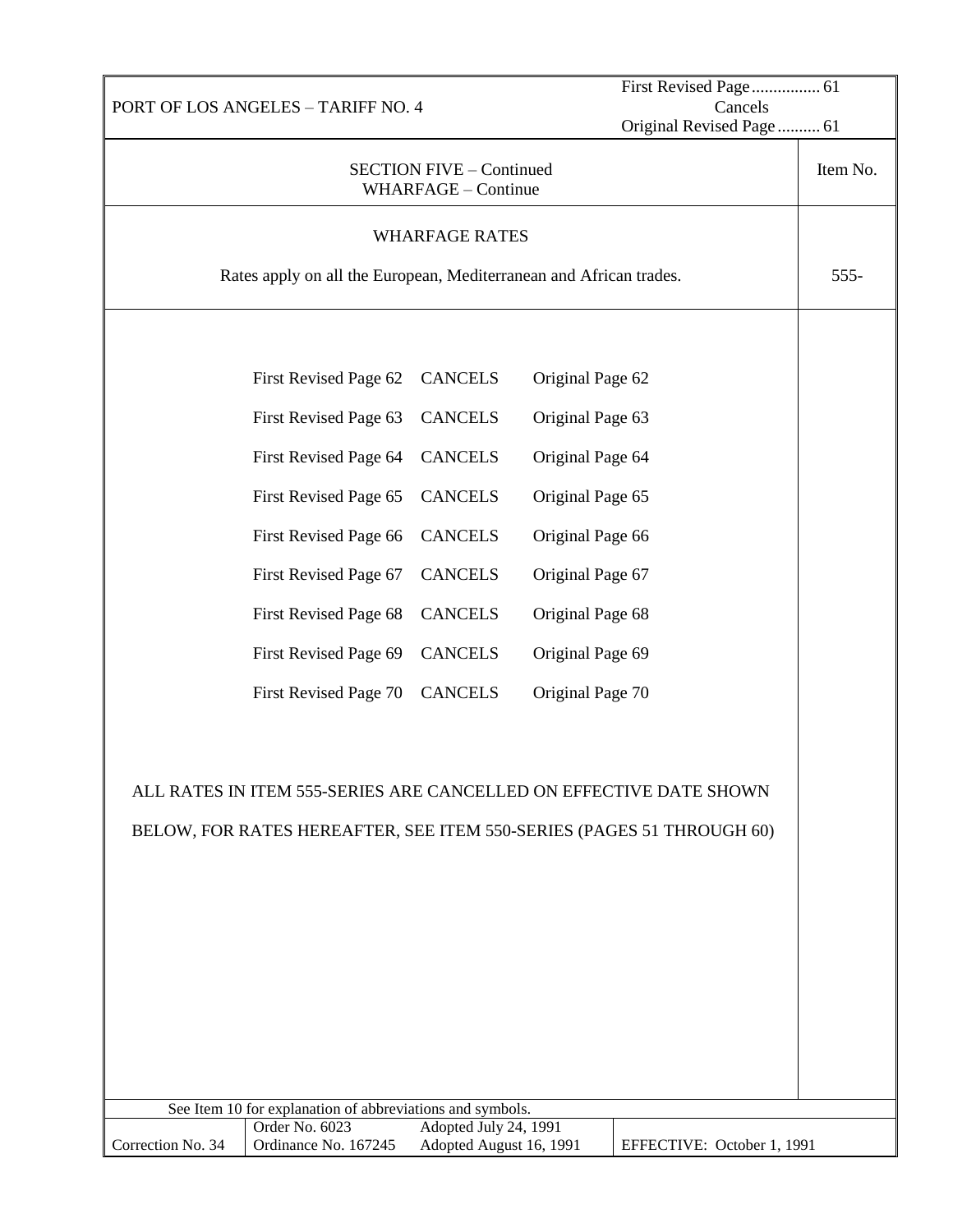PORT OF LOS ANGELES – TARIFF NO. 4

First Revised Page ................ 61
Cancels
Original Revised Page .......... 61

SECTION FIVE – Continued
WHARFAGE – Continue

Item No.

## WHARFAGE RATES

Rates apply on all the European, Mediterranean and African trades. — 555-

| | | |
|---|---|---|
| First Revised Page 62 | CANCELS | Original Page 62 |
| First Revised Page 63 | CANCELS | Original Page 63 |
| First Revised Page 64 | CANCELS | Original Page 64 |
| First Revised Page 65 | CANCELS | Original Page 65 |
| First Revised Page 66 | CANCELS | Original Page 66 |
| First Revised Page 67 | CANCELS | Original Page 67 |
| First Revised Page 68 | CANCELS | Original Page 68 |
| First Revised Page 69 | CANCELS | Original Page 69 |
| First Revised Page 70 | CANCELS | Original Page 70 |

ALL RATES IN ITEM 555-SERIES ARE CANCELLED ON EFFECTIVE DATE SHOWN BELOW, FOR RATES HEREAFTER, SEE ITEM 550-SERIES (PAGES 51 THROUGH 60)

See Item 10 for explanation of abbreviations and symbols.

| Correction No. 34 | Order No. 6023<br>Ordinance No. 167245 | Adopted July 24, 1991<br>Adopted August 16, 1991 | EFFECTIVE: October 1, 1991 |
|---|---|---|---|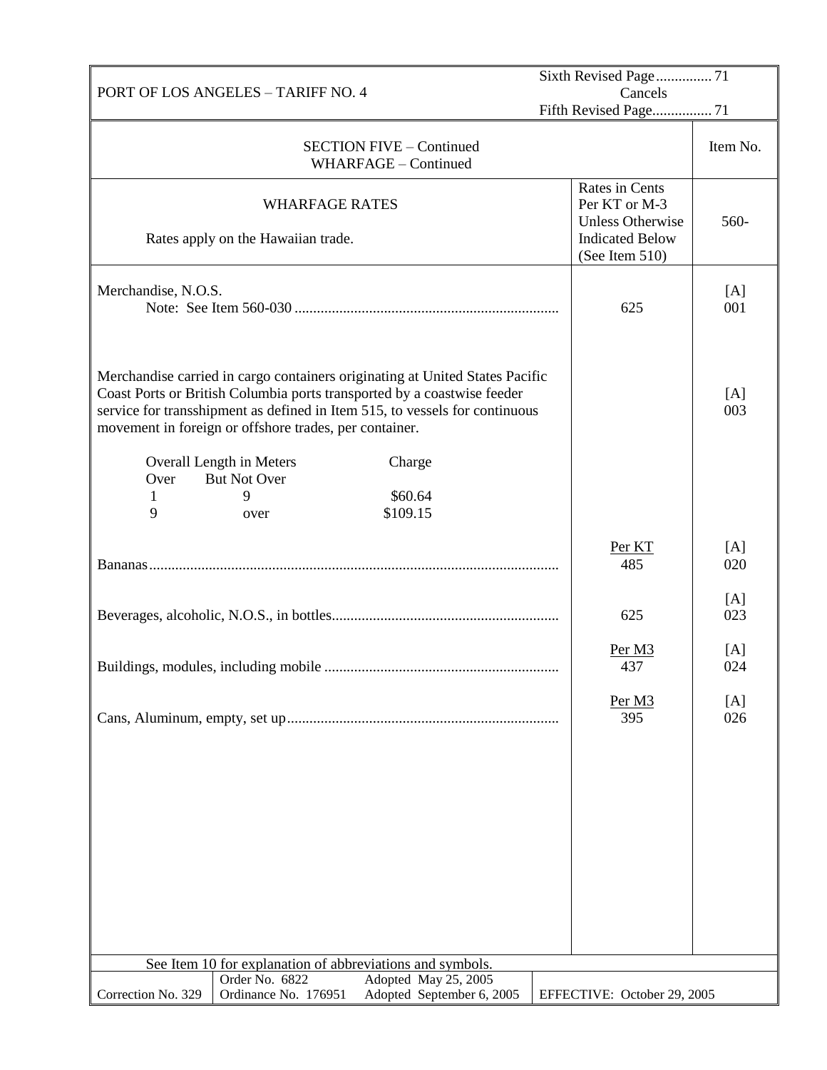PORT OF LOS ANGELES – TARIFF NO. 4

Sixth Revised Page ............... 71
Cancels
Fifth Revised Page................ 71

## SECTION FIVE – Continued
## WHARFAGE – Continued

| WHARFAGE RATES<br><br>Rates apply on the Hawaiian trade. | Rates in Cents Per KT or M-3 Unless Otherwise Indicated Below (See Item 510) | Item No.<br>560- |
|---|---|---|
| Merchandise, N.O.S.<br>Note: See Item 560-030 | 625 | [A] 001 |
| Merchandise carried in cargo containers originating at United States Pacific Coast Ports or British Columbia ports transported by a coastwise feeder service for transshipment as defined in Item 515, to vessels for continuous movement in foreign or offshore trades, per container. | | [A] 003 |
| Bananas | Per KT<br>485 | [A] 020 |
| Beverages, alcoholic, N.O.S., in bottles | 625 | [A] 023 |
| Buildings, modules, including mobile | Per M3<br>437 | [A] 024 |
| Cans, Aluminum, empty, set up | Per M3<br>395 | [A] 026 |

Container charges (Item 003):

| Overall Length in Meters Over | But Not Over | Charge |
|---|---|---|
| 1 | 9 | $60.64 |
| 9 | over | $109.15 |

See Item 10 for explanation of abbreviations and symbols.

| Correction No. 329 | Order No. 6822<br>Ordinance No. 176951 | Adopted May 25, 2005<br>Adopted September 6, 2005 | EFFECTIVE: October 29, 2005 |
|---|---|---|---|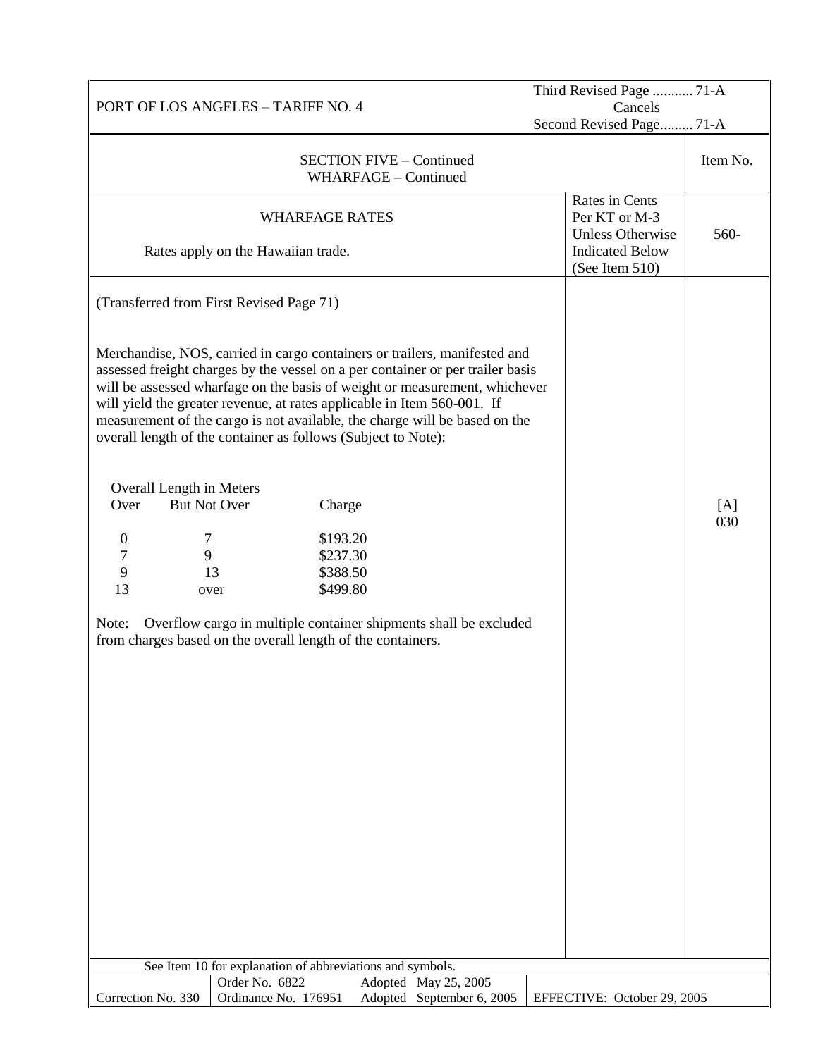PORT OF LOS ANGELES – TARIFF NO. 4

Third Revised Page ........... 71-A
Cancels
Second Revised Page......... 71-A

SECTION FIVE – Continued
WHARFAGE – Continued

Item No.

## WHARFAGE RATES

Rates apply on the Hawaiian trade.

Rates in Cents Per KT or M-3 Unless Otherwise Indicated Below (See Item 510)

560-

(Transferred from First Revised Page 71)

[A] 030

Merchandise, NOS, carried in cargo containers or trailers, manifested and assessed freight charges by the vessel on a per container or per trailer basis will be assessed wharfage on the basis of weight or measurement, whichever will yield the greater revenue, at rates applicable in Item 560-001. If measurement of the cargo is not available, the charge will be based on the overall length of the container as follows (Subject to Note):

| Overall Length in Meters | | |
|---|---|---|
| Over | But Not Over | Charge |
| 0 | 7 | $193.20 |
| 7 | 9 | $237.30 |
| 9 | 13 | $388.50 |
| 13 | over | $499.80 |

Note: Overflow cargo in multiple container shipments shall be excluded from charges based on the overall length of the containers.

See Item 10 for explanation of abbreviations and symbols.

| Correction No. 330 | Order No. 6822<br>Ordinance No. 176951 | Adopted May 25, 2005<br>Adopted September 6, 2005 | EFFECTIVE: October 29, 2005 |
|---|---|---|---|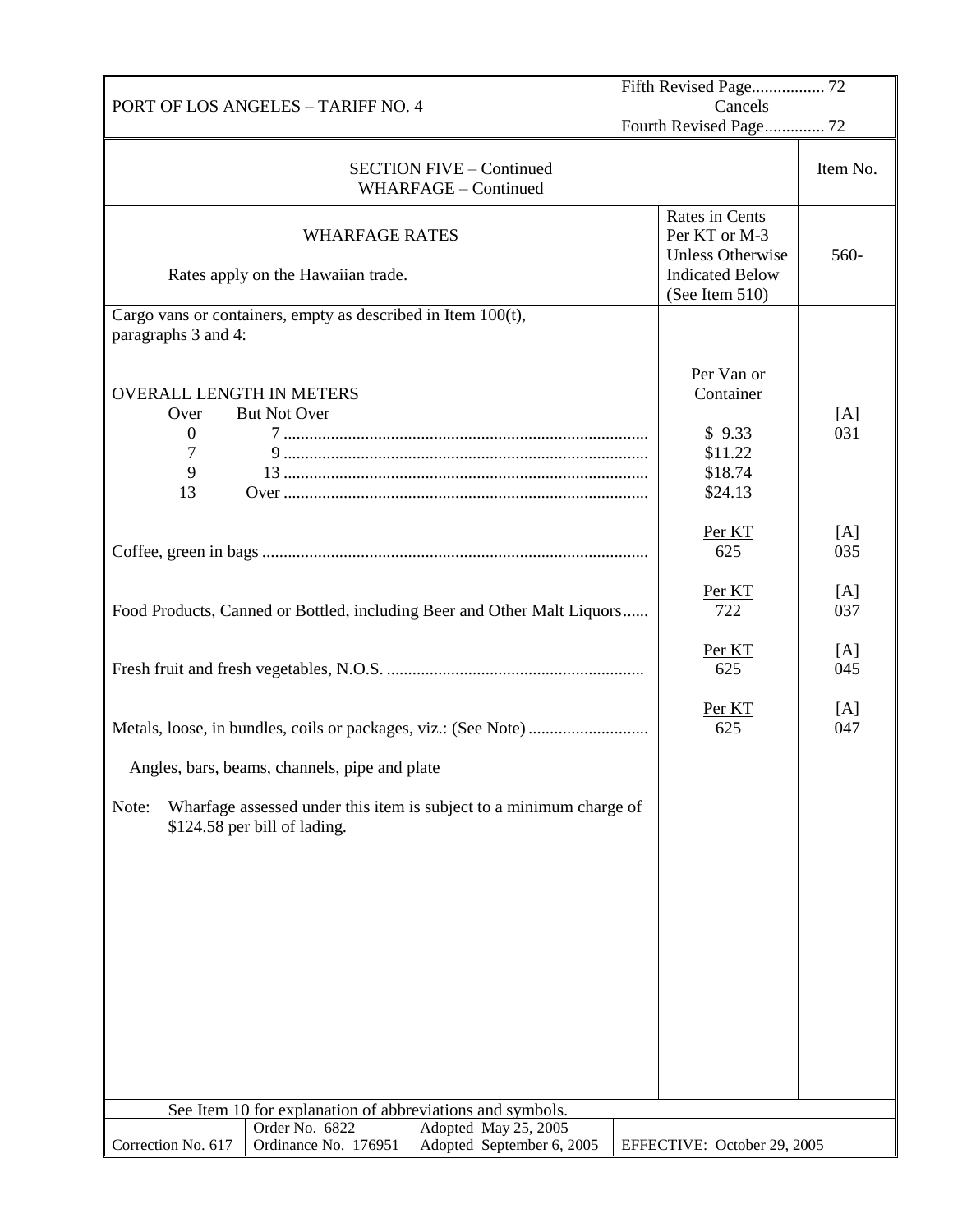PORT OF LOS ANGELES – TARIFF NO. 4

Fifth Revised Page................. 72
Cancels
Fourth Revised Page.............. 72

SECTION FIVE – Continued
WHARFAGE – Continued

| WHARFAGE RATES<br><br>Rates apply on the Hawaiian trade. | Rates in Cents Per KT or M-3 Unless Otherwise Indicated Below (See Item 510) | Item No. 560- |
|---|---|---|
| Cargo vans or containers, empty as described in Item 100(t), paragraphs 3 and 4: | | |
| OVERALL LENGTH IN METERS | Per Van or Container | |
| Over 0 But Not Over 7 | $ 9.33 | [A] 031 |
| Over 7 But Not Over 9 | $11.22 | |
| Over 9 But Not Over 13 | $18.74 | |
| Over 13 Over | $24.13 | |
| Coffee, green in bags | Per KT 625 | [A] 035 |
| Food Products, Canned or Bottled, including Beer and Other Malt Liquors | Per KT 722 | [A] 037 |
| Fresh fruit and fresh vegetables, N.O.S. | Per KT 625 | [A] 045 |
| Metals, loose, in bundles, coils or packages, viz.: (See Note)<br><br>Angles, bars, beams, channels, pipe and plate | Per KT 625 | [A] 047 |

Note: Wharfage assessed under this item is subject to a minimum charge of $124.58 per bill of lading.

See Item 10 for explanation of abbreviations and symbols.

| Correction No. 617 | Order No. 6822<br>Ordinance No. 176951 | Adopted May 25, 2005<br>Adopted September 6, 2005 | EFFECTIVE: October 29, 2005 |
|---|---|---|---|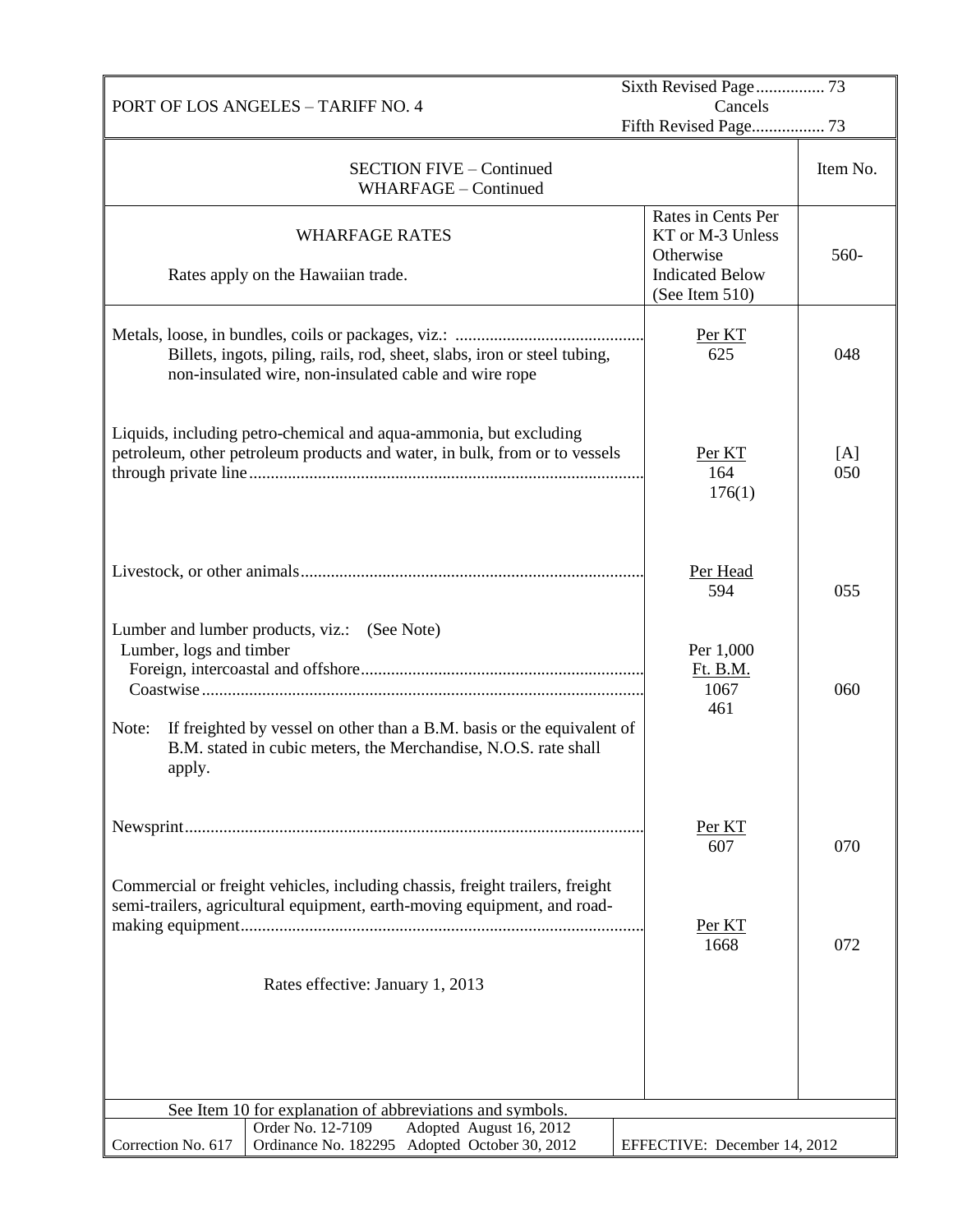PORT OF LOS ANGELES – TARIFF NO. 4

Sixth Revised Page ................ 73
Cancels
Fifth Revised Page................. 73

## SECTION FIVE – Continued
## WHARFAGE – Continued

| WHARFAGE RATES<br><br>Rates apply on the Hawaiian trade. | Rates in Cents Per KT or M-3 Unless Otherwise Indicated Below (See Item 510) | Item No.<br>560- |
|---|---|---|
| Metals, loose, in bundles, coils or packages, viz.: ............................................<br>Billets, ingots, piling, rails, rod, sheet, slabs, iron or steel tubing, non-insulated wire, non-insulated cable and wire rope | Per KT<br>625 | 048 |
| Liquids, including petro-chemical and aqua-ammonia, but excluding petroleum, other petroleum products and water, in bulk, from or to vessels through private line........................................................................................... | Per KT<br>164<br>176(1) | [A]<br>050 |
| Livestock, or other animals............................................................................... | Per Head<br>594 | 055 |
| Lumber and lumber products, viz.: (See Note)<br>Lumber, logs and timber<br>Foreign, intercoastal and offshore.................................................................<br>Coastwise......................................................................................................<br><br>Note: If freighted by vessel on other than a B.M. basis or the equivalent of B.M. stated in cubic meters, the Merchandise, N.O.S. rate shall apply. | Per 1,000<br>Ft. B.M.<br>1067<br>461 | 060 |
| Newsprint.......................................................................................................... | Per KT<br>607 | 070 |
| Commercial or freight vehicles, including chassis, freight trailers, freight semi-trailers, agricultural equipment, earth-moving equipment, and road-making equipment............................................................................................<br><br>Rates effective: January 1, 2013 | Per KT<br>1668 | 072 |

See Item 10 for explanation of abbreviations and symbols.

| Correction No. 617 | Order No. 12-7109 Adopted August 16, 2012<br>Ordinance No. 182295 Adopted October 30, 2012 | EFFECTIVE: December 14, 2012 |
|---|---|---|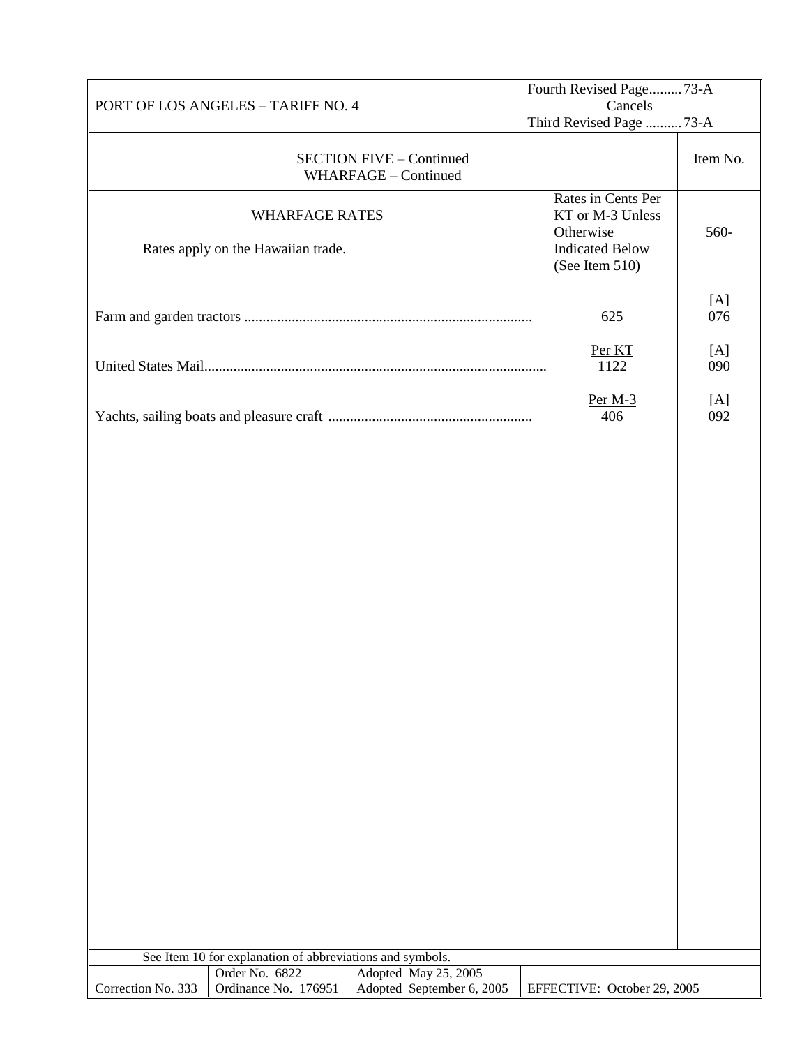PORT OF LOS ANGELES – TARIFF NO. 4

Fourth Revised Page......... 73-A
Cancels
Third Revised Page .......... 73-A

| SECTION FIVE – Continued<br>WHARFAGE – Continued | | Item No. |
|---|---|---|
| WHARFAGE RATES<br><br>Rates apply on the Hawaiian trade. | Rates in Cents Per KT or M-3 Unless Otherwise Indicated Below (See Item 510) | 560- |
| Farm and garden tractors ............................................................................... | 625 | [A]<br>076 |
| United States Mail............................................................................................. | Per KT<br>1122 | [A]<br>090 |
| Yachts, sailing boats and pleasure craft ........................................................ | Per M-3<br>406 | [A]<br>092 |

See Item 10 for explanation of abbreviations and symbols.

| Correction No. 333 | Order No. 6822<br>Ordinance No. 176951 | Adopted May 25, 2005<br>Adopted September 6, 2005 | EFFECTIVE: October 29, 2005 |
|---|---|---|---|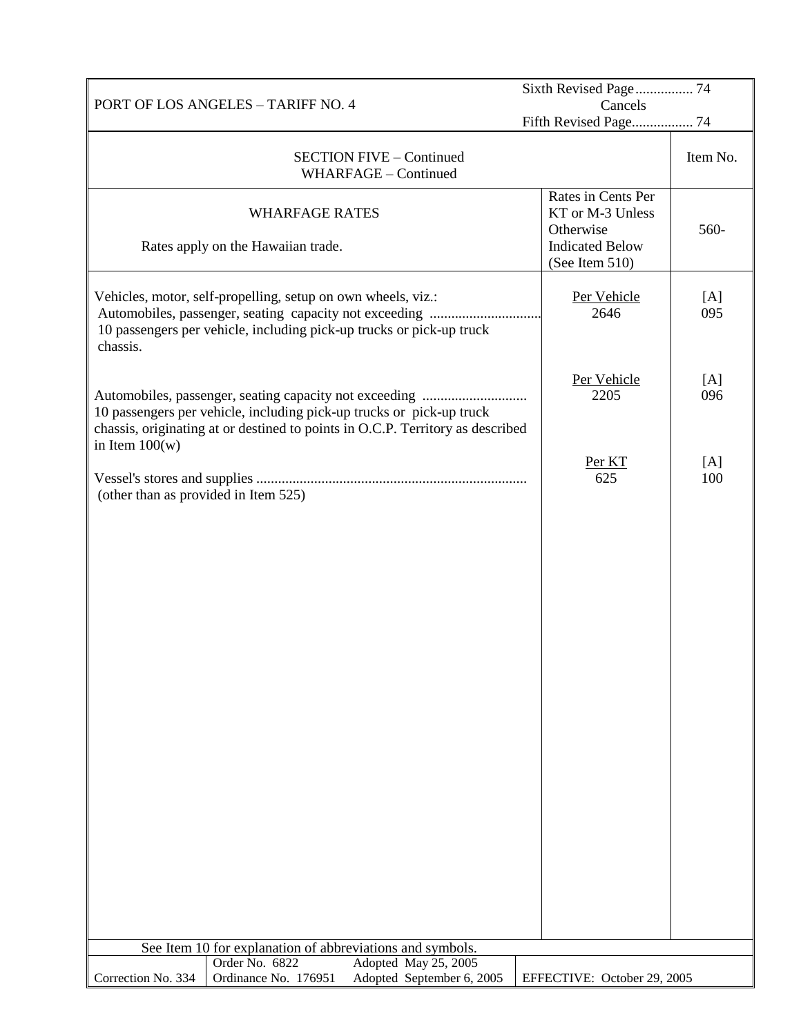PORT OF LOS ANGELES – TARIFF NO. 4

Sixth Revised Page................ 74
Cancels
Fifth Revised Page................. 74

| SECTION FIVE – Continued<br>WHARFAGE – Continued | | Item No. |
|---|---|---|
| **WHARFAGE RATES**<br><br>Rates apply on the Hawaiian trade. | Rates in Cents Per KT or M-3 Unless Otherwise Indicated Below (See Item 510) | 560- |
| Vehicles, motor, self-propelling, setup on own wheels, viz.:<br>Automobiles, passenger, seating capacity not exceeding ............................... 10 passengers per vehicle, including pick-up trucks or pick-up truck chassis. | Per Vehicle<br>2646 | [A]<br>095 |
| Automobiles, passenger, seating capacity not exceeding ............................. 10 passengers per vehicle, including pick-up trucks or pick-up truck chassis, originating at or destined to points in O.C.P. Territory as described in Item 100(w) | Per Vehicle<br>2205 | [A]<br>096 |
| Vessel's stores and supplies ........................................................................... (other than as provided in Item 525) | Per KT<br>625 | [A]<br>100 |

See Item 10 for explanation of abbreviations and symbols.

| Correction No. 334 | Order No. 6822<br>Ordinance No. 176951 | Adopted May 25, 2005<br>Adopted September 6, 2005 | EFFECTIVE: October 29, 2005 |
|---|---|---|---|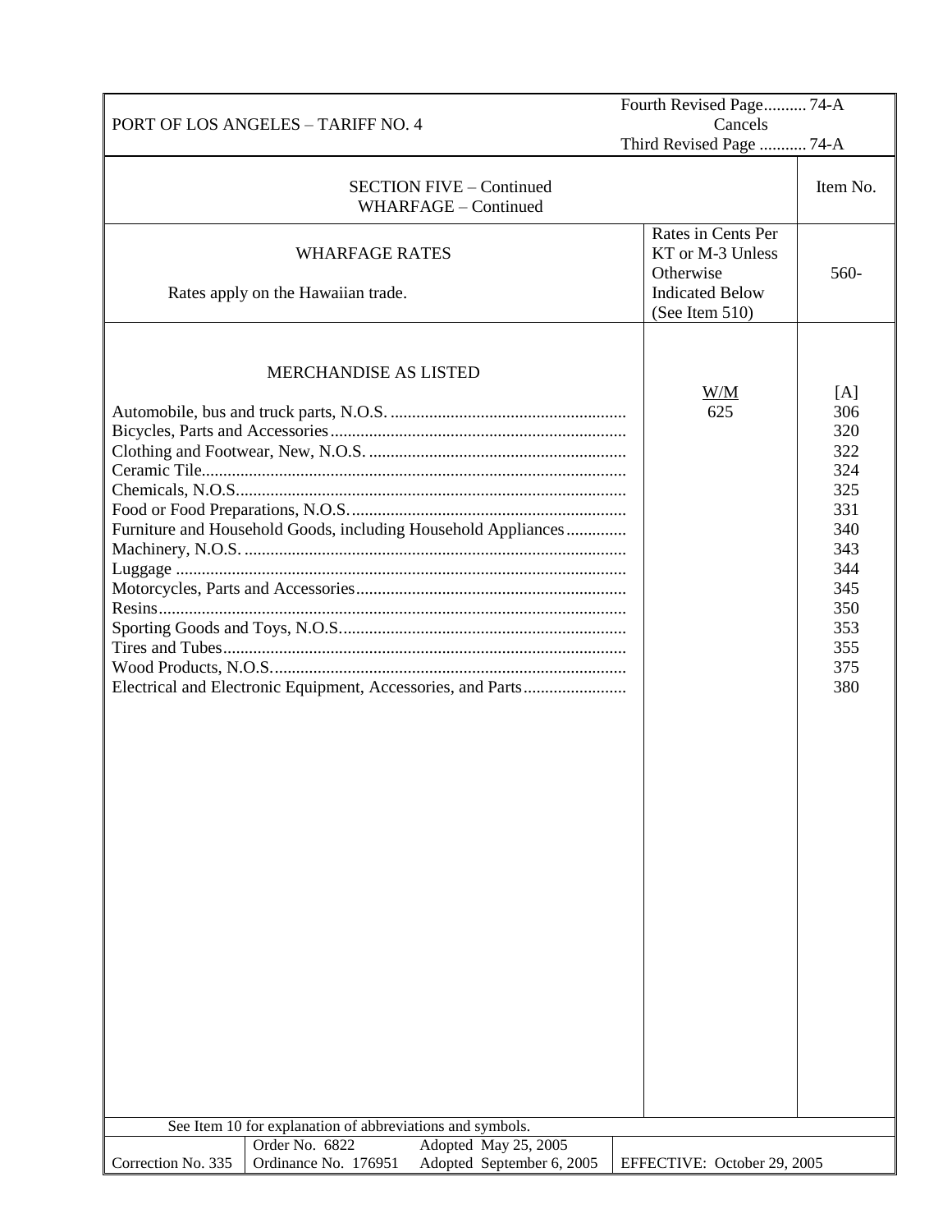PORT OF LOS ANGELES – TARIFF NO. 4

Fourth Revised Page.......... 74-A
Cancels
Third Revised Page ........... 74-A

## SECTION FIVE – Continued
## WHARFAGE – Continued

| WHARFAGE RATES<br><br>Rates apply on the Hawaiian trade. | Rates in Cents Per KT or M-3 Unless Otherwise Indicated Below (See Item 510) | Item No.<br>560- |
|---|---|---|
| MERCHANDISE AS LISTED | W/M | [A] |
| Automobile, bus and truck parts, N.O.S. | 625 | 306 |
| Bicycles, Parts and Accessories | | 320 |
| Clothing and Footwear, New, N.O.S. | | 322 |
| Ceramic Tile | | 324 |
| Chemicals, N.O.S. | | 325 |
| Food or Food Preparations, N.O.S. | | 331 |
| Furniture and Household Goods, including Household Appliances | | 340 |
| Machinery, N.O.S. | | 343 |
| Luggage | | 344 |
| Motorcycles, Parts and Accessories | | 345 |
| Resins | | 350 |
| Sporting Goods and Toys, N.O.S. | | 353 |
| Tires and Tubes | | 355 |
| Wood Products, N.O.S. | | 375 |
| Electrical and Electronic Equipment, Accessories, and Parts | | 380 |

See Item 10 for explanation of abbreviations and symbols.

| Correction No. 335 | Order No. 6822<br>Ordinance No. 176951 | Adopted May 25, 2005<br>Adopted September 6, 2005 | EFFECTIVE: October 29, 2005 |
|---|---|---|---|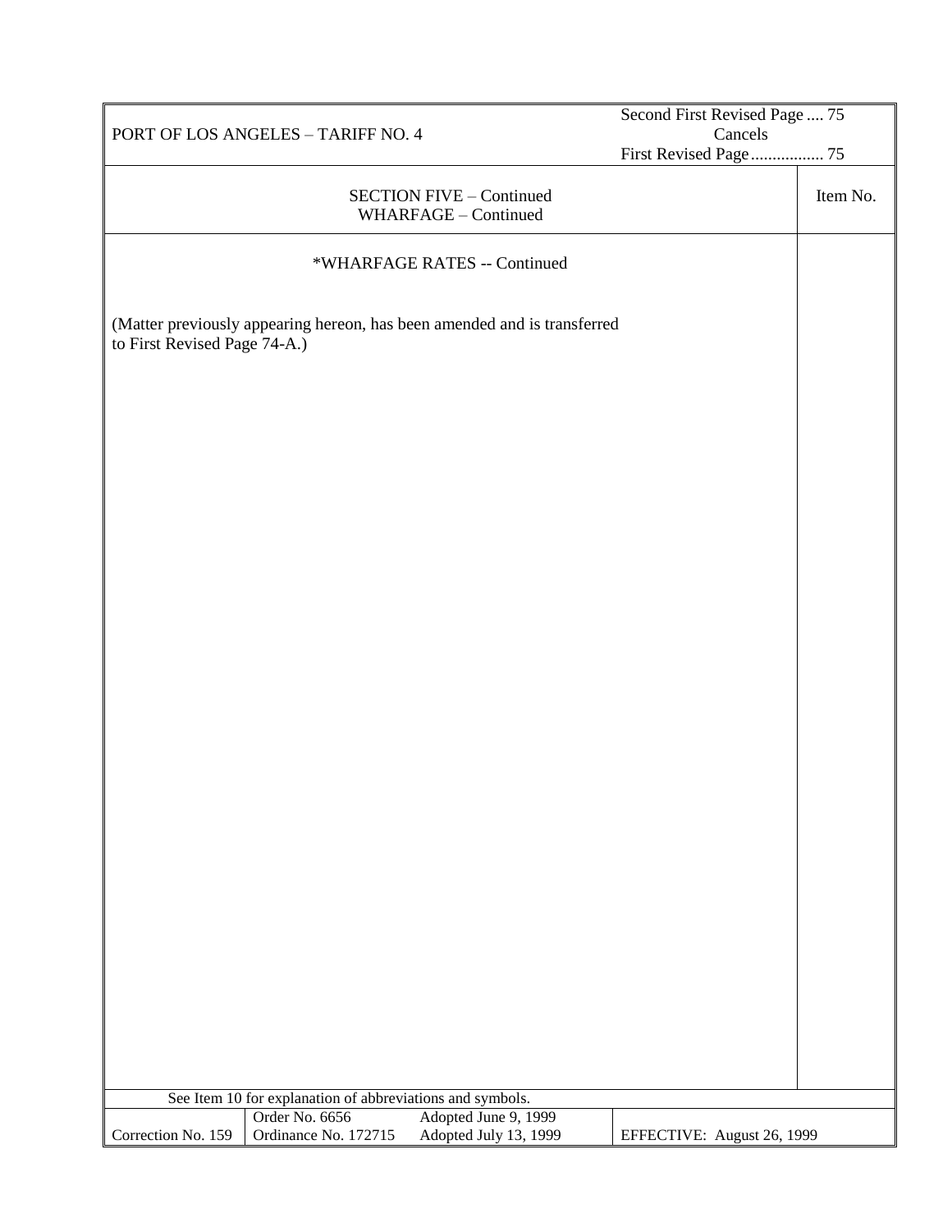PORT OF LOS ANGELES – TARIFF NO. 4

Second First Revised Page .... 75
Cancels
First Revised Page ................. 75

SECTION FIVE – Continued
WHARFAGE – Continued

Item No.

*WHARFAGE RATES -- Continued

(Matter previously appearing hereon, has been amended and is transferred to First Revised Page 74-A.)

See Item 10 for explanation of abbreviations and symbols.

| Correction No. 159 | Order No. 6656<br>Ordinance No. 172715 | Adopted June 9, 1999<br>Adopted July 13, 1999 | EFFECTIVE: August 26, 1999 |
|---|---|---|---|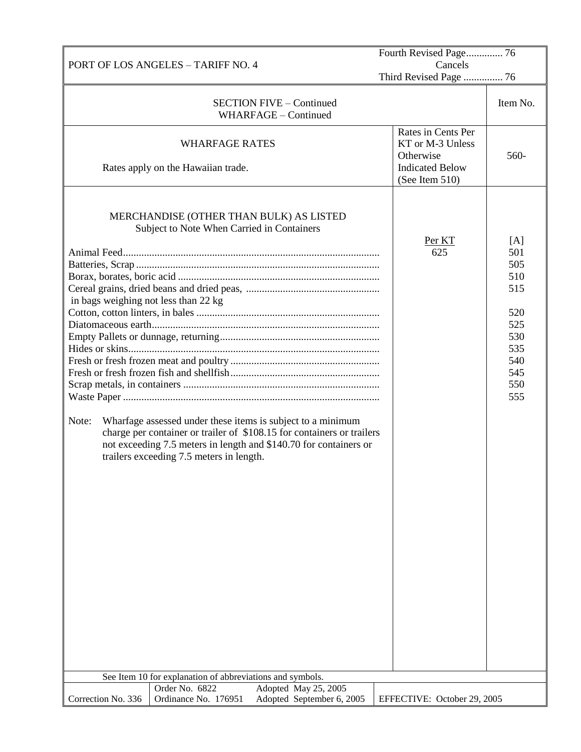PORT OF LOS ANGELES – TARIFF NO. 4

Fourth Revised Page.............. 76
Cancels
Third Revised Page ............... 76

| SECTION FIVE – Continued<br>WHARFAGE – Continued | | Item No. |
|---|---|---|
| WHARFAGE RATES<br><br>Rates apply on the Hawaiian trade. | Rates in Cents Per KT or M-3 Unless Otherwise Indicated Below (See Item 510) | 560- |
| MERCHANDISE (OTHER THAN BULK) AS LISTED<br>Subject to Note When Carried in Containers | Per KT | [A] |
| Animal Feed | 625 | 501 |
| Batteries, Scrap | | 505 |
| Borax, borates, boric acid | | 510 |
| Cereal grains, dried beans and dried peas, in bags weighing not less than 22 kg | | 515 |
| Cotton, cotton linters, in bales | | 520 |
| Diatomaceous earth | | 525 |
| Empty Pallets or dunnage, returning | | 530 |
| Hides or skins | | 535 |
| Fresh or fresh frozen meat and poultry | | 540 |
| Fresh or fresh frozen fish and shellfish | | 545 |
| Scrap metals, in containers | | 550 |
| Waste Paper | | 555 |

Note: Wharfage assessed under these items is subject to a minimum charge per container or trailer of $108.15 for containers or trailers not exceeding 7.5 meters in length and $140.70 for containers or trailers exceeding 7.5 meters in length.

See Item 10 for explanation of abbreviations and symbols.

| Correction No. 336 | Order No. 6822<br>Ordinance No. 176951 | Adopted May 25, 2005<br>Adopted September 6, 2005 | EFFECTIVE: October 29, 2005 |
|---|---|---|---|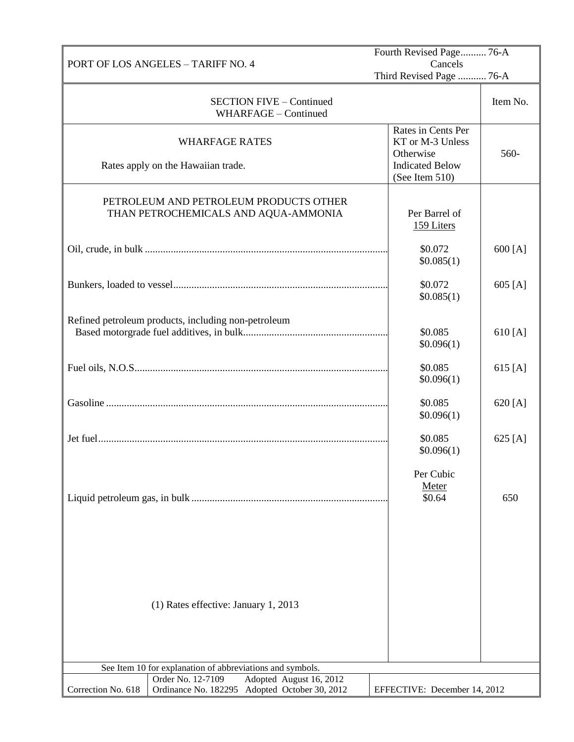PORT OF LOS ANGELES – TARIFF NO. 4

Fourth Revised Page.......... 76-A
Cancels
Third Revised Page ........... 76-A

## SECTION FIVE – Continued
## WHARFAGE – Continued

| WHARFAGE RATES<br><br>Rates apply on the Hawaiian trade. | Rates in Cents Per KT or M-3 Unless Otherwise Indicated Below (See Item 510) | Item No.<br>560- |
|---|---|---|
| PETROLEUM AND PETROLEUM PRODUCTS OTHER THAN PETROCHEMICALS AND AQUA-AMMONIA | Per Barrel of 159 Liters | |
| Oil, crude, in bulk | \$0.072<br>\$0.085(1) | 600 [A] |
| Bunkers, loaded to vessel | \$0.072<br>\$0.085(1) | 605 [A] |
| Refined petroleum products, including non-petroleum Based motorgrade fuel additives, in bulk | \$0.085<br>\$0.096(1) | 610 [A] |
| Fuel oils, N.O.S. | \$0.085<br>\$0.096(1) | 615 [A] |
| Gasoline | \$0.085<br>\$0.096(1) | 620 [A] |
| Jet fuel | \$0.085<br>\$0.096(1) | 625 [A] |
| | Per Cubic Meter | |
| Liquid petroleum gas, in bulk | \$0.64 | 650 |

(1) Rates effective: January 1, 2013

See Item 10 for explanation of abbreviations and symbols.

| Correction No. 618 | Order No. 12-7109 Adopted August 16, 2012<br>Ordinance No. 182295 Adopted October 30, 2012 | EFFECTIVE: December 14, 2012 |
|---|---|---|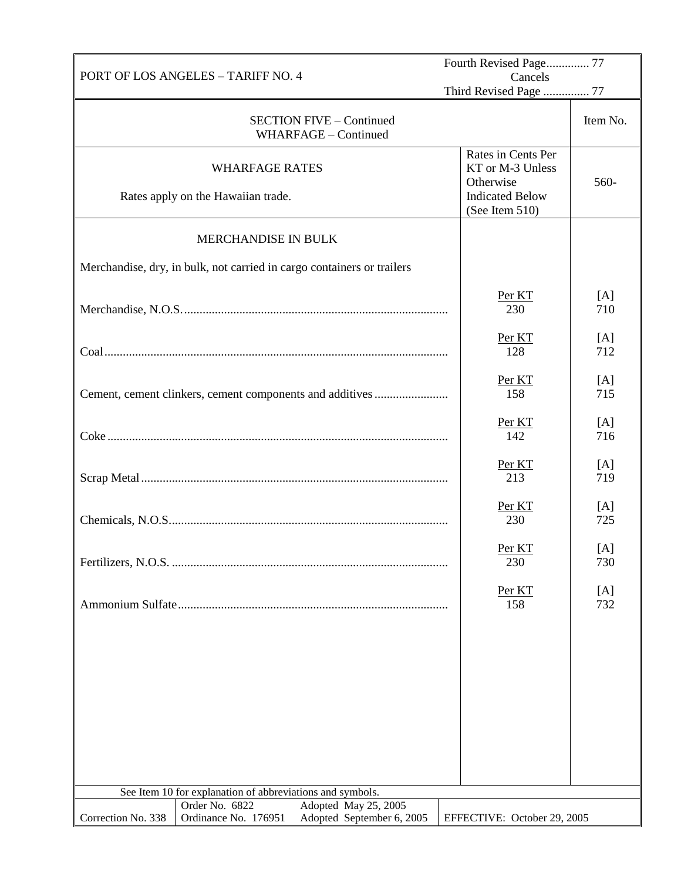PORT OF LOS ANGELES – TARIFF NO. 4

Fourth Revised Page.............. 77
Cancels
Third Revised Page ............... 77

SECTION FIVE – Continued
WHARFAGE – Continued

| WHARFAGE RATES<br><br>Rates apply on the Hawaiian trade. | Rates in Cents Per KT or M-3 Unless Otherwise Indicated Below (See Item 510) | Item No.<br>560- |
|---|---|---|
| MERCHANDISE IN BULK | | |
| Merchandise, dry, in bulk, not carried in cargo containers or trailers | | |
| Merchandise, N.O.S. | Per KT<br>230 | [A]<br>710 |
| Coal | Per KT<br>128 | [A]<br>712 |
| Cement, cement clinkers, cement components and additives | Per KT<br>158 | [A]<br>715 |
| Coke | Per KT<br>142 | [A]<br>716 |
| Scrap Metal | Per KT<br>213 | [A]<br>719 |
| Chemicals, N.O.S. | Per KT<br>230 | [A]<br>725 |
| Fertilizers, N.O.S. | Per KT<br>230 | [A]<br>730 |
| Ammonium Sulfate | Per KT<br>158 | [A]<br>732 |

See Item 10 for explanation of abbreviations and symbols.

| Correction No. 338 | Order No. 6822<br>Ordinance No. 176951 | Adopted May 25, 2005<br>Adopted September 6, 2005 | EFFECTIVE: October 29, 2005 |
|---|---|---|---|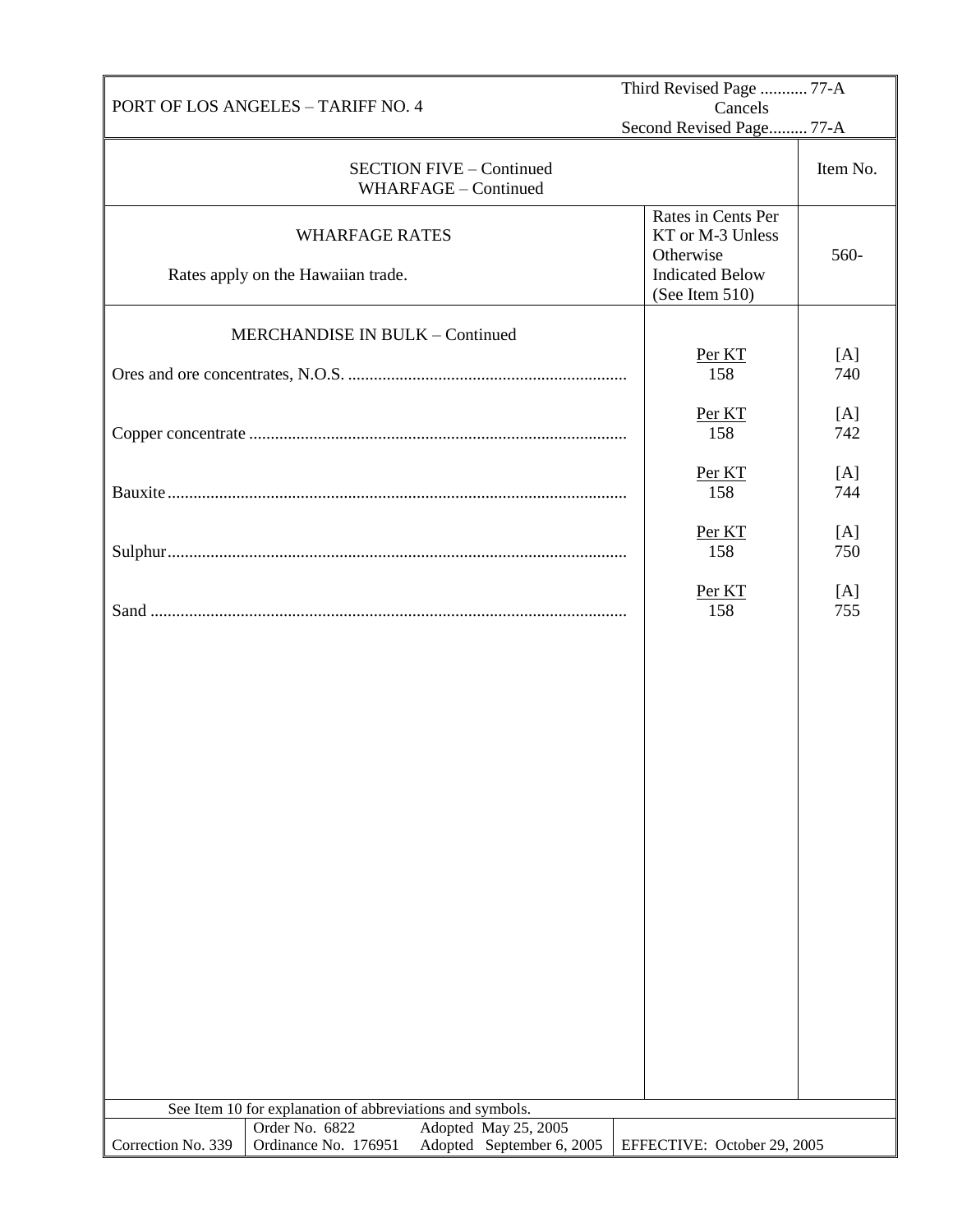PORT OF LOS ANGELES – TARIFF NO. 4

Third Revised Page ........... 77-A
Cancels
Second Revised Page......... 77-A

SECTION FIVE – Continued
WHARFAGE – Continued

| WHARFAGE RATES<br><br>Rates apply on the Hawaiian trade. | Rates in Cents Per KT or M-3 Unless Otherwise Indicated Below (See Item 510) | Item No.<br>560- |
|---|---|---|
| MERCHANDISE IN BULK – Continued | | |
| Ores and ore concentrates, N.O.S. | Per KT<br>158 | [A]<br>740 |
| Copper concentrate | Per KT<br>158 | [A]<br>742 |
| Bauxite | Per KT<br>158 | [A]<br>744 |
| Sulphur | Per KT<br>158 | [A]<br>750 |
| Sand | Per KT<br>158 | [A]<br>755 |

See Item 10 for explanation of abbreviations and symbols.

| Correction No. 339 | Order No. 6822<br>Ordinance No. 176951 | Adopted May 25, 2005<br>Adopted September 6, 2005 | EFFECTIVE: October 29, 2005 |
|---|---|---|---|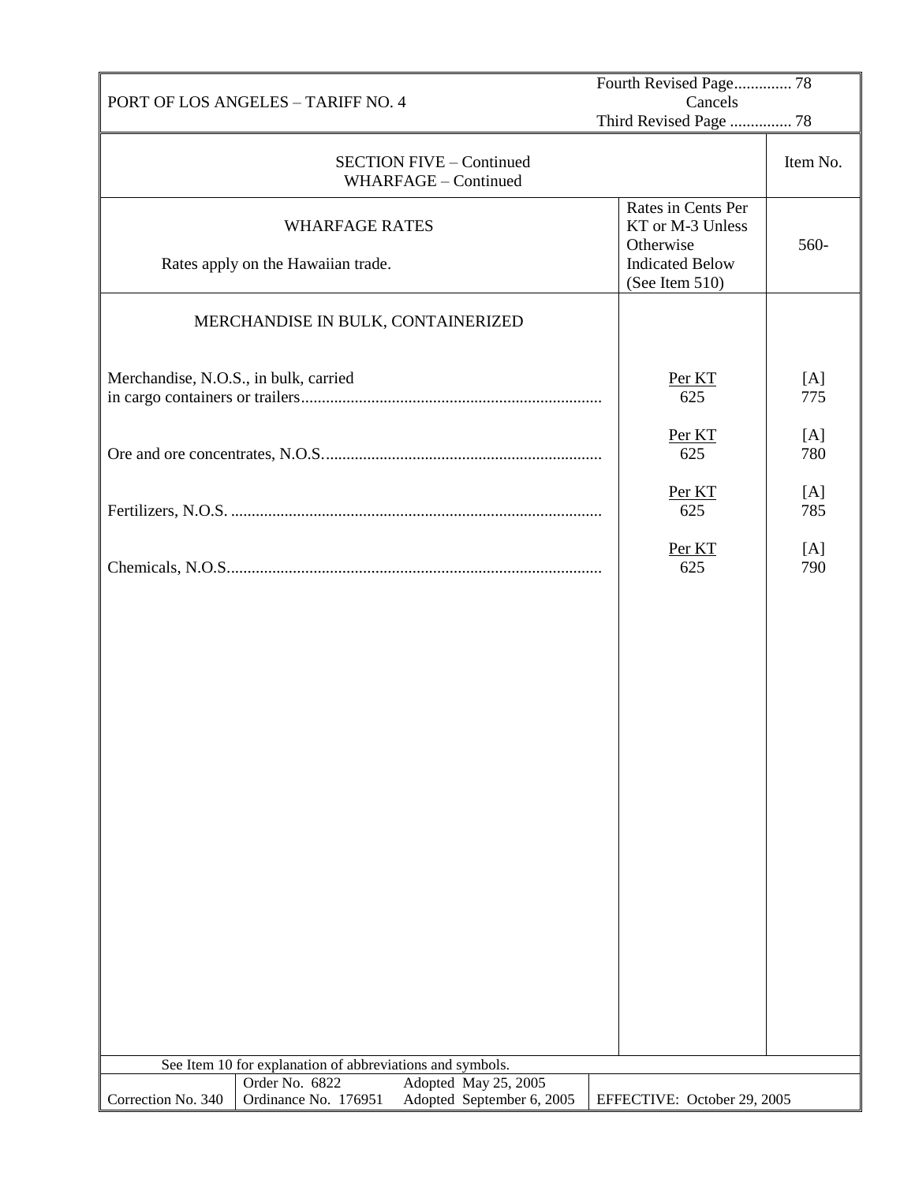PORT OF LOS ANGELES – TARIFF NO. 4

Fourth Revised Page.............. 78
Cancels
Third Revised Page ............... 78

SECTION FIVE – Continued
WHARFAGE – Continued

| WHARFAGE RATES<br><br>Rates apply on the Hawaiian trade. | Rates in Cents Per KT or M-3 Unless Otherwise Indicated Below (See Item 510) | Item No. 560- |
|---|---|---|
| MERCHANDISE IN BULK, CONTAINERIZED | | |
| Merchandise, N.O.S., in bulk, carried in cargo containers or trailers........................................................................ | Per KT<br>625 | [A]<br>775 |
| Ore and ore concentrates, N.O.S.................................................................. | Per KT<br>625 | [A]<br>780 |
| Fertilizers, N.O.S. ......................................................................................... | Per KT<br>625 | [A]<br>785 |
| Chemicals, N.O.S.......................................................................................... | Per KT<br>625 | [A]<br>790 |

See Item 10 for explanation of abbreviations and symbols.

| Correction No. 340 | Order No. 6822<br>Ordinance No. 176951 | Adopted May 25, 2005<br>Adopted September 6, 2005 | EFFECTIVE: October 29, 2005 |
|---|---|---|---|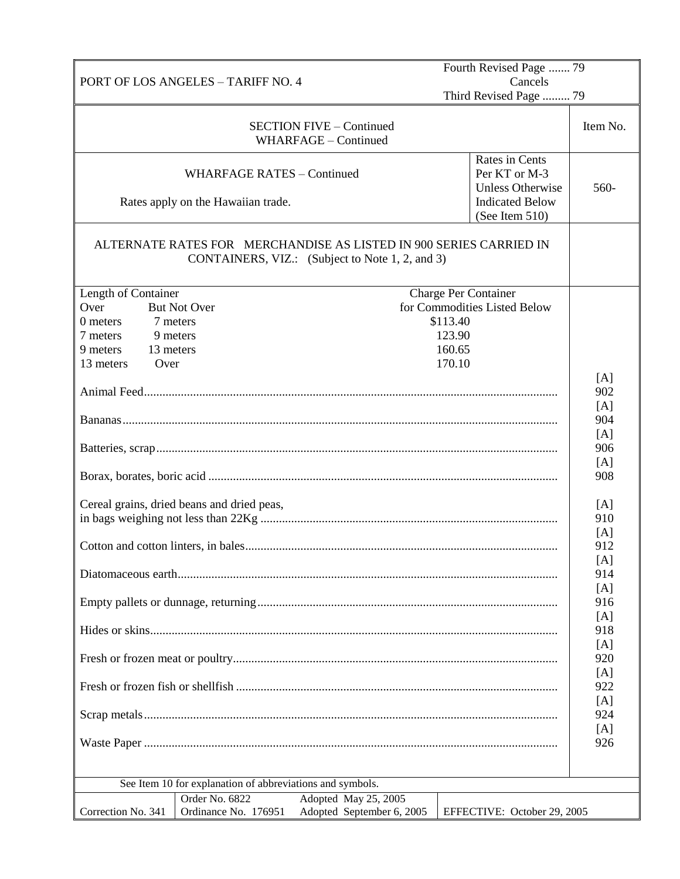PORT OF LOS ANGELES – TARIFF NO. 4

Fourth Revised Page ....... 79
Cancels
Third Revised Page ......... 79

## SECTION FIVE – Continued
## WHARFAGE – Continued

| WHARFAGE RATES – Continued<br><br>Rates apply on the Hawaiian trade. | Rates in Cents Per KT or M-3 Unless Otherwise Indicated Below (See Item 510) | Item No. |
|---|---|---|
| | | 560- |

ALTERNATE RATES FOR MERCHANDISE AS LISTED IN 900 SERIES CARRIED IN CONTAINERS, VIZ.: (Subject to Note 1, 2, and 3)

| Length of Container Over | But Not Over | Charge Per Container for Commodities Listed Below |
|---|---|---|
| 0 meters | 7 meters | $113.40 |
| 7 meters | 9 meters | 123.90 |
| 9 meters | 13 meters | 160.65 |
| 13 meters | Over | 170.10 |

| Commodity | Item No. |
|---|---|
| Animal Feed | [A] 902 |
| Bananas | [A] 904 |
| Batteries, scrap | [A] 906 |
| Borax, borates, boric acid | [A] 908 |
| Cereal grains, dried beans and dried peas, in bags weighing not less than 22Kg | [A] 910 |
| Cotton and cotton linters, in bales | [A] 912 |
| Diatomaceous earth | [A] 914 |
| Empty pallets or dunnage, returning | [A] 916 |
| Hides or skins | [A] 918 |
| Fresh or frozen meat or poultry | [A] 920 |
| Fresh or frozen fish or shellfish | [A] 922 |
| Scrap metals | [A] 924 |
| Waste Paper | [A] 926 |

See Item 10 for explanation of abbreviations and symbols.

| Correction No. 341 | Order No. 6822<br>Ordinance No. 176951 | Adopted May 25, 2005<br>Adopted September 6, 2005 | EFFECTIVE: October 29, 2005 |
|---|---|---|---|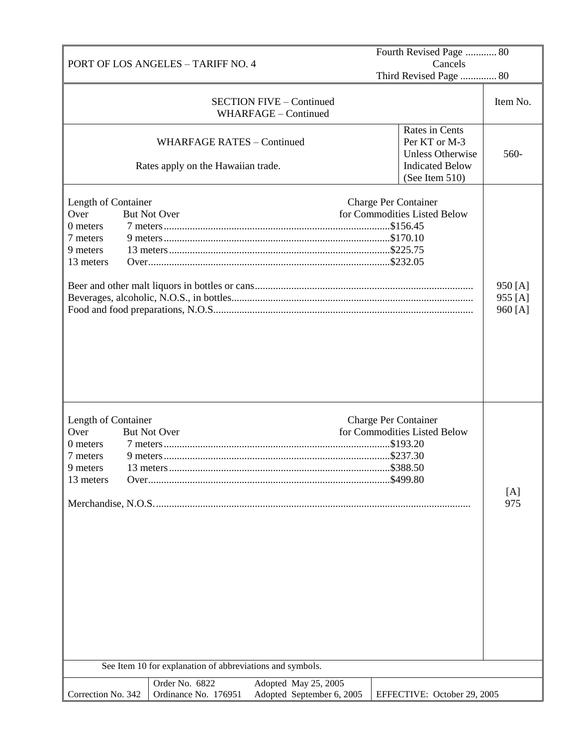PORT OF LOS ANGELES – TARIFF NO. 4

Fourth Revised Page ............ 80
Cancels
Third Revised Page .............. 80

## SECTION FIVE – Continued
## WHARFAGE – Continued

| WHARFAGE RATES – Continued<br><br>Rates apply on the Hawaiian trade. | Rates in Cents Per KT or M-3 Unless Otherwise Indicated Below (See Item 510) | Item No. 560- |
|---|---|---|

| Length of Container Over | But Not Over | Charge Per Container for Commodities Listed Below |
|---|---|---|
| 0 meters | 7 meters | $156.45 |
| 7 meters | 9 meters | $170.10 |
| 9 meters | 13 meters | $225.75 |
| 13 meters | Over | $232.05 |

| Commodity | Item No. |
|---|---|
| Beer and other malt liquors in bottles or cans | 950 [A] |
| Beverages, alcoholic, N.O.S., in bottles | 955 [A] |
| Food and food preparations, N.O.S. | 960 [A] |

| Length of Container Over | But Not Over | Charge Per Container for Commodities Listed Below |
|---|---|---|
| 0 meters | 7 meters | $193.20 |
| 7 meters | 9 meters | $237.30 |
| 9 meters | 13 meters | $388.50 |
| 13 meters | Over | $499.80 |

| Commodity | Item No. |
|---|---|
| Merchandise, N.O.S. | [A] 975 |

See Item 10 for explanation of abbreviations and symbols.

| Correction No. 342 | Order No. 6822<br>Ordinance No. 176951 | Adopted May 25, 2005<br>Adopted September 6, 2005 | EFFECTIVE: October 29, 2005 |
|---|---|---|---|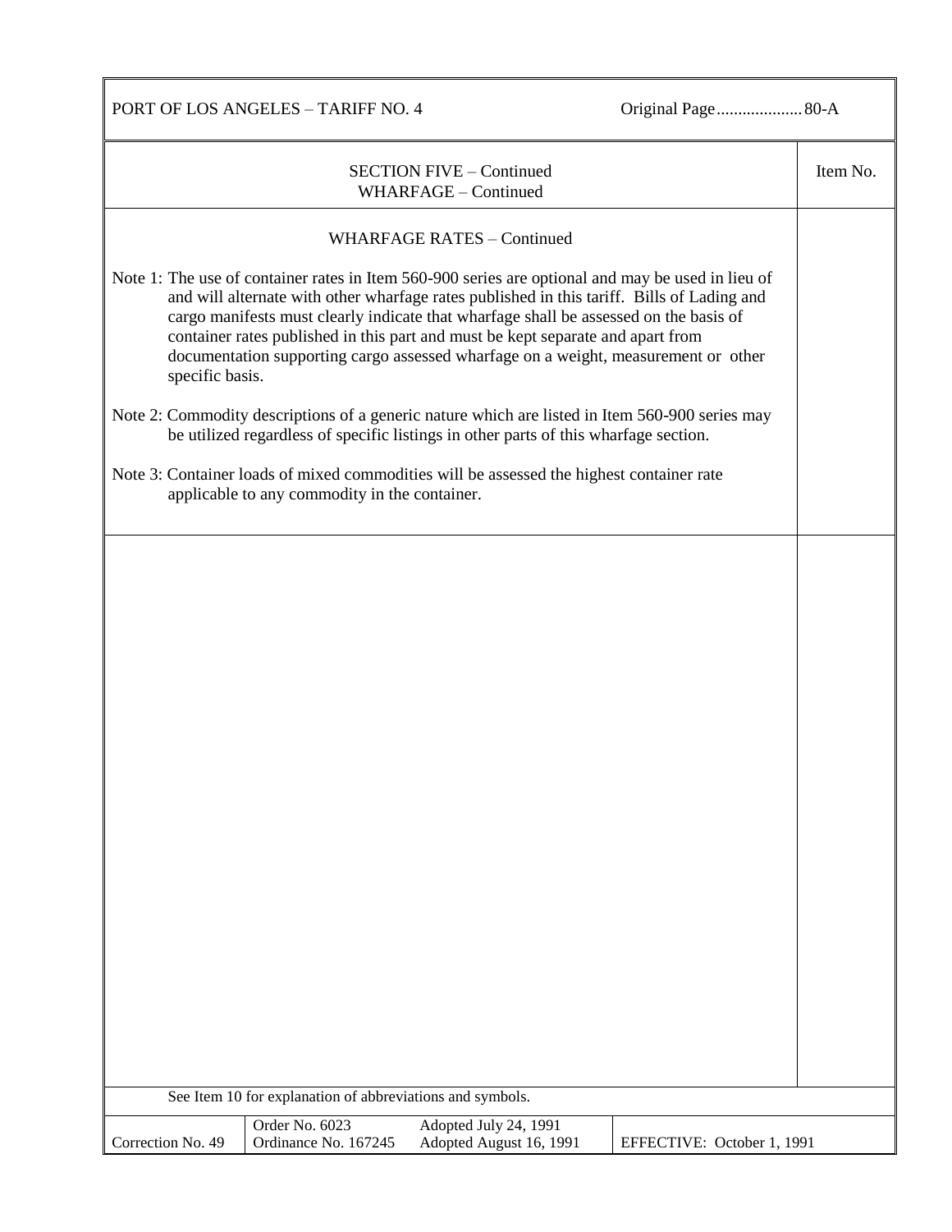SECTION FIVE – Continued
WHARFAGE – Continued

## WHARFAGE RATES – Continued

Note 1: The use of container rates in Item 560-900 series are optional and may be used in lieu of and will alternate with other wharfage rates published in this tariff. Bills of Lading and cargo manifests must clearly indicate that wharfage shall be assessed on the basis of container rates published in this part and must be kept separate and apart from documentation supporting cargo assessed wharfage on a weight, measurement or other specific basis.

Note 2: Commodity descriptions of a generic nature which are listed in Item 560-900 series may be utilized regardless of specific listings in other parts of this wharfage section.

Note 3: Container loads of mixed commodities will be assessed the highest container rate applicable to any commodity in the container.

See Item 10 for explanation of abbreviations and symbols.

| Correction No. 49 | Order No. 6023<br>Ordinance No. 167245 | Adopted July 24, 1991<br>Adopted August 16, 1991 | EFFECTIVE: October 1, 1991 |
|---|---|---|---|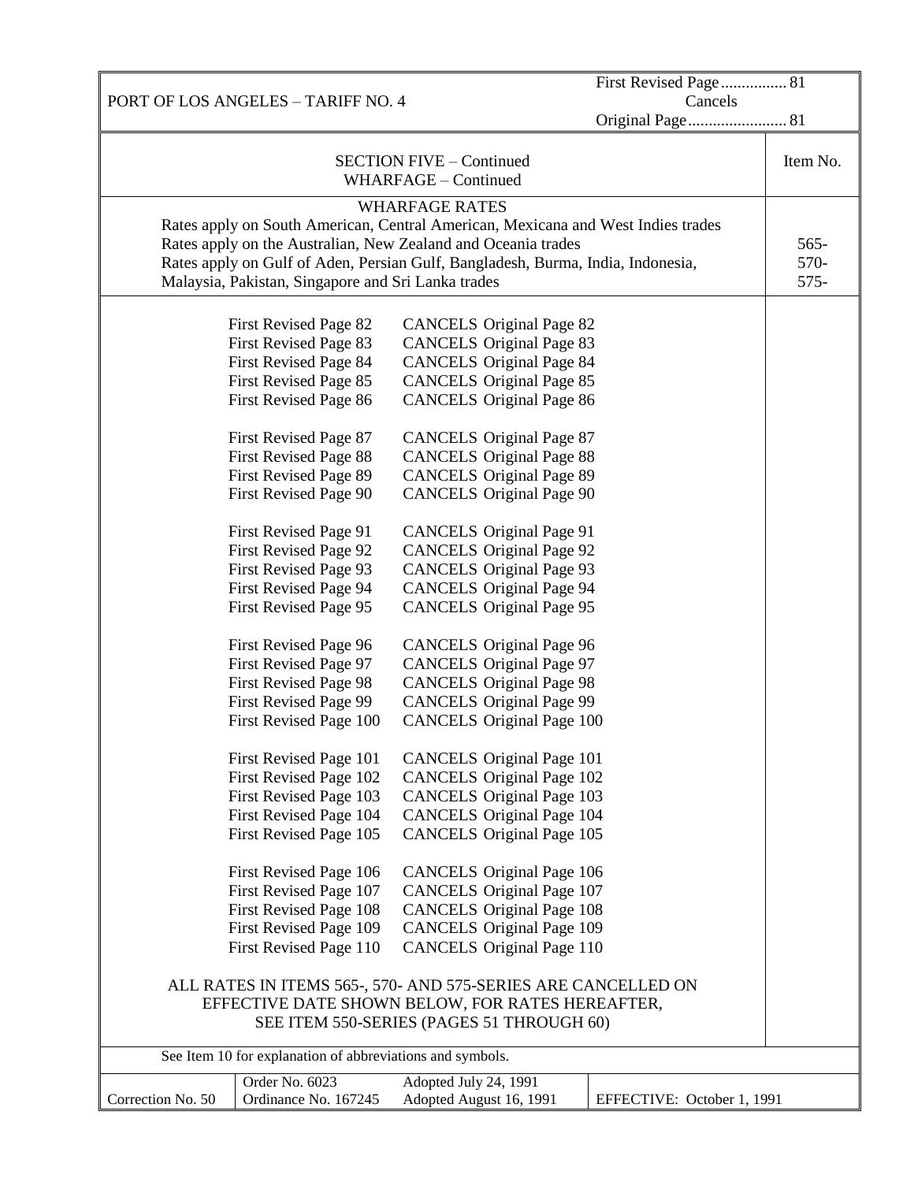PORT OF LOS ANGELES – TARIFF NO. 4

First Revised Page ................ 81
Cancels
Original Page ........................ 81

## SECTION FIVE – Continued
## WHARFAGE – Continued

Item No.

### WHARFAGE RATES

Rates apply on South American, Central American, Mexicana and West Indies trades
Rates apply on the Australian, New Zealand and Oceania trades
Rates apply on Gulf of Aden, Persian Gulf, Bangladesh, Burma, India, Indonesia, Malaysia, Pakistan, Singapore and Sri Lanka trades

565-
570-
575-

| | |
|---|---|
| First Revised Page 82 | CANCELS Original Page 82 |
| First Revised Page 83 | CANCELS Original Page 83 |
| First Revised Page 84 | CANCELS Original Page 84 |
| First Revised Page 85 | CANCELS Original Page 85 |
| First Revised Page 86 | CANCELS Original Page 86 |
| First Revised Page 87 | CANCELS Original Page 87 |
| First Revised Page 88 | CANCELS Original Page 88 |
| First Revised Page 89 | CANCELS Original Page 89 |
| First Revised Page 90 | CANCELS Original Page 90 |
| First Revised Page 91 | CANCELS Original Page 91 |
| First Revised Page 92 | CANCELS Original Page 92 |
| First Revised Page 93 | CANCELS Original Page 93 |
| First Revised Page 94 | CANCELS Original Page 94 |
| First Revised Page 95 | CANCELS Original Page 95 |
| First Revised Page 96 | CANCELS Original Page 96 |
| First Revised Page 97 | CANCELS Original Page 97 |
| First Revised Page 98 | CANCELS Original Page 98 |
| First Revised Page 99 | CANCELS Original Page 99 |
| First Revised Page 100 | CANCELS Original Page 100 |
| First Revised Page 101 | CANCELS Original Page 101 |
| First Revised Page 102 | CANCELS Original Page 102 |
| First Revised Page 103 | CANCELS Original Page 103 |
| First Revised Page 104 | CANCELS Original Page 104 |
| First Revised Page 105 | CANCELS Original Page 105 |
| First Revised Page 106 | CANCELS Original Page 106 |
| First Revised Page 107 | CANCELS Original Page 107 |
| First Revised Page 108 | CANCELS Original Page 108 |
| First Revised Page 109 | CANCELS Original Page 109 |
| First Revised Page 110 | CANCELS Original Page 110 |

ALL RATES IN ITEMS 565-, 570- AND 575-SERIES ARE CANCELLED ON EFFECTIVE DATE SHOWN BELOW, FOR RATES HEREAFTER, SEE ITEM 550-SERIES (PAGES 51 THROUGH 60)

See Item 10 for explanation of abbreviations and symbols.

| | | | |
|---|---|---|---|
| Correction No. 50 | Order No. 6023<br>Ordinance No. 167245 | Adopted July 24, 1991<br>Adopted August 16, 1991 | EFFECTIVE: October 1, 1991 |